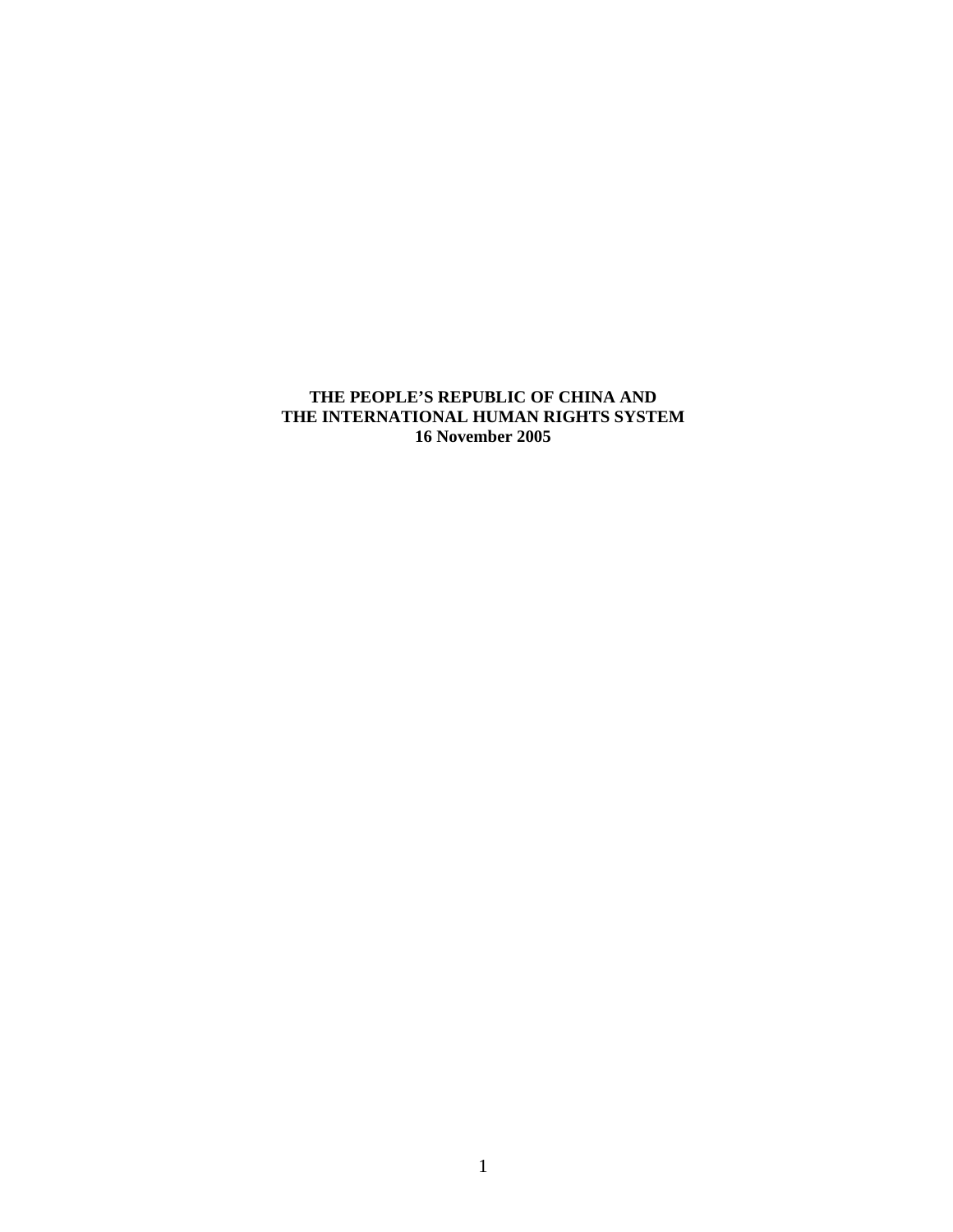# THE PEOPLE'S REPUBLIC OF CHINA AND THE INTERNATIONAL HUMAN RIGHTS SYSTEM

**16 November 2005**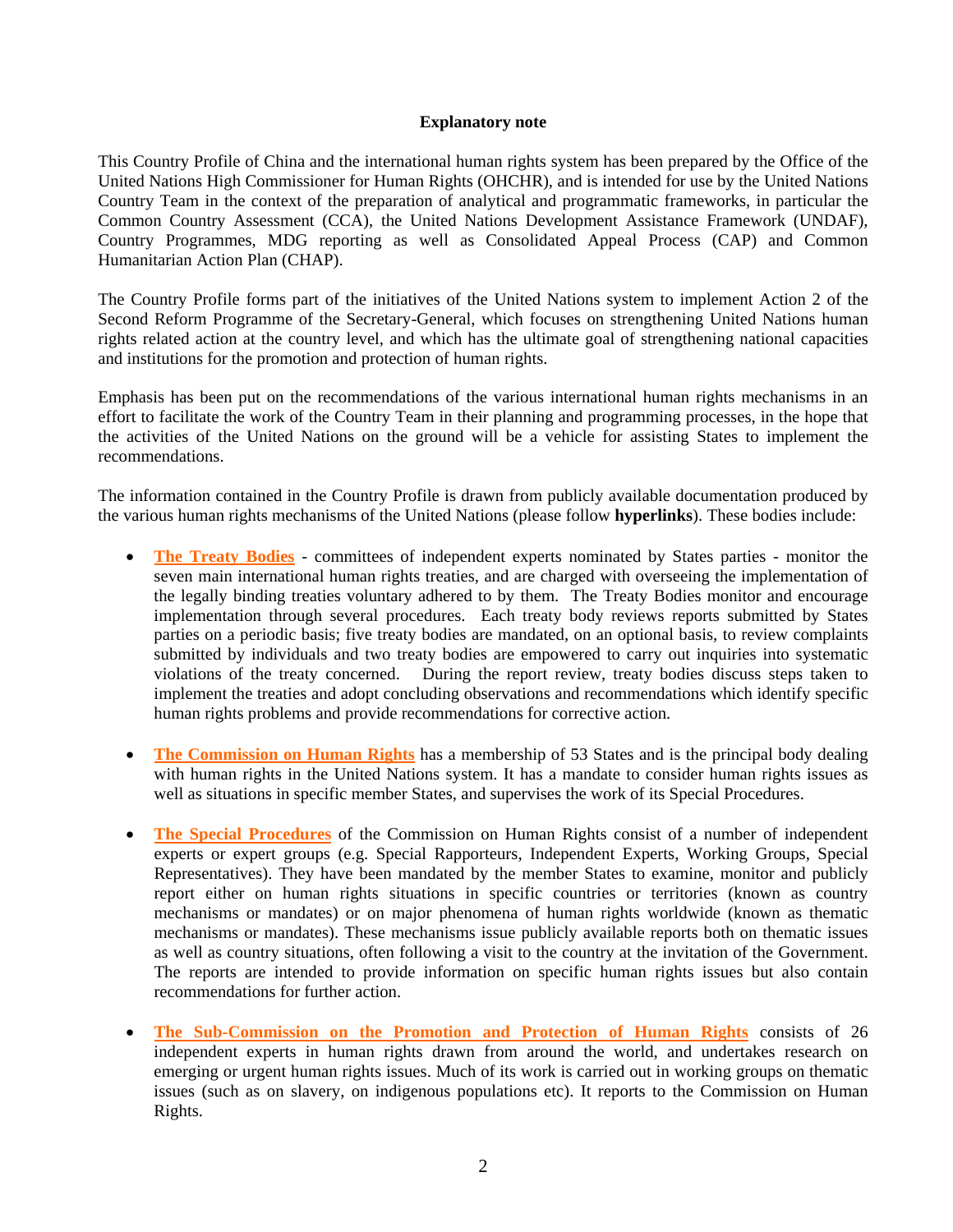**Explanatory note**

This Country Profile of China and the international human rights system has been prepared by the Office of the United Nations High Commissioner for Human Rights (OHCHR), and is intended for use by the United Nations Country Team in the context of the preparation of analytical and programmatic frameworks, in particular the Common Country Assessment (CCA), the United Nations Development Assistance Framework (UNDAF), Country Programmes, MDG reporting as well as Consolidated Appeal Process (CAP) and Common Humanitarian Action Plan (CHAP).

The Country Profile forms part of the initiatives of the United Nations system to implement Action 2 of the Second Reform Programme of the Secretary-General, which focuses on strengthening United Nations human rights related action at the country level, and which has the ultimate goal of strengthening national capacities and institutions for the promotion and protection of human rights.

Emphasis has been put on the recommendations of the various international human rights mechanisms in an effort to facilitate the work of the Country Team in their planning and programming processes, in the hope that the activities of the United Nations on the ground will be a vehicle for assisting States to implement the recommendations.

The information contained in the Country Profile is drawn from publicly available documentation produced by the various human rights mechanisms of the United Nations (please follow **hyperlinks**). These bodies include:

- **The Treaty Bodies** - committees of independent experts nominated by States parties - monitor the seven main international human rights treaties, and are charged with overseeing the implementation of the legally binding treaties voluntary adhered to by them. The Treaty Bodies monitor and encourage implementation through several procedures. Each treaty body reviews reports submitted by States parties on a periodic basis; five treaty bodies are mandated, on an optional basis, to review complaints submitted by individuals and two treaty bodies are empowered to carry out inquiries into systematic violations of the treaty concerned. During the report review, treaty bodies discuss steps taken to implement the treaties and adopt concluding observations and recommendations which identify specific human rights problems and provide recommendations for corrective action.

- **The Commission on Human Rights** has a membership of 53 States and is the principal body dealing with human rights in the United Nations system. It has a mandate to consider human rights issues as well as situations in specific member States, and supervises the work of its Special Procedures.

- **The Special Procedures** of the Commission on Human Rights consist of a number of independent experts or expert groups (e.g. Special Rapporteurs, Independent Experts, Working Groups, Special Representatives). They have been mandated by the member States to examine, monitor and publicly report either on human rights situations in specific countries or territories (known as country mechanisms or mandates) or on major phenomena of human rights worldwide (known as thematic mechanisms or mandates). These mechanisms issue publicly available reports both on thematic issues as well as country situations, often following a visit to the country at the invitation of the Government. The reports are intended to provide information on specific human rights issues but also contain recommendations for further action.

- **The Sub-Commission on the Promotion and Protection of Human Rights** consists of 26 independent experts in human rights drawn from around the world, and undertakes research on emerging or urgent human rights issues. Much of its work is carried out in working groups on thematic issues (such as on slavery, on indigenous populations etc). It reports to the Commission on Human Rights.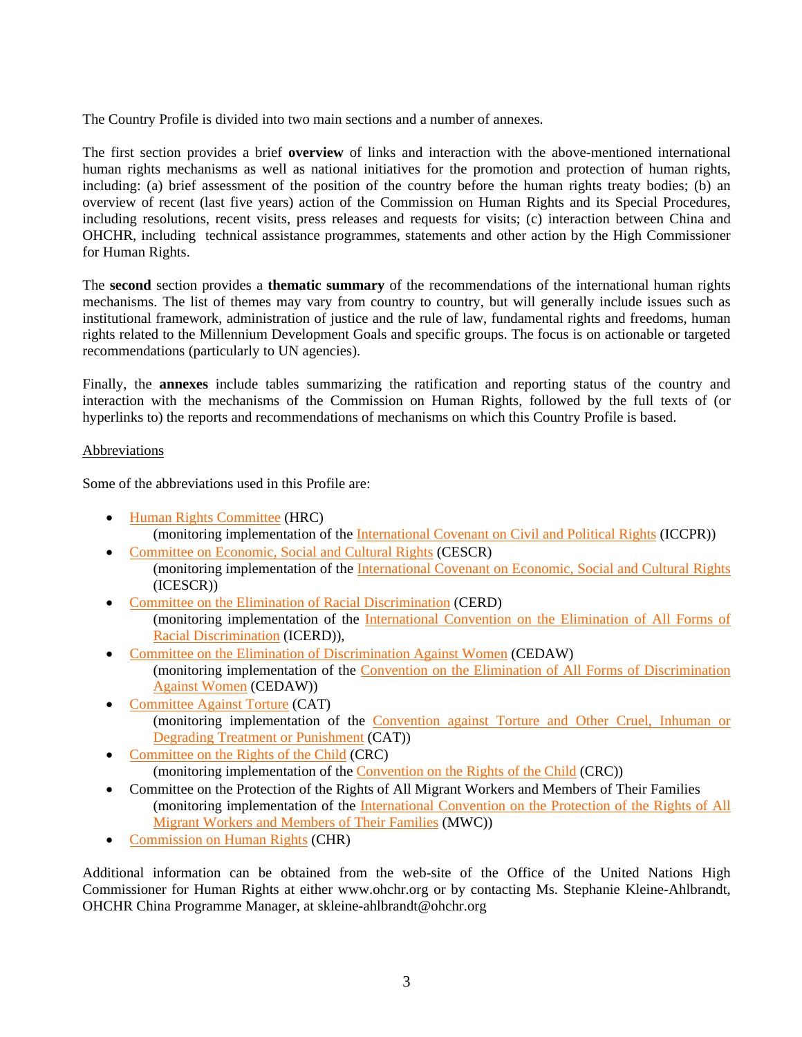The Country Profile is divided into two main sections and a number of annexes.

The first section provides a brief **overview** of links and interaction with the above-mentioned international human rights mechanisms as well as national initiatives for the promotion and protection of human rights, including: (a) brief assessment of the position of the country before the human rights treaty bodies; (b) an overview of recent (last five years) action of the Commission on Human Rights and its Special Procedures, including resolutions, recent visits, press releases and requests for visits; (c) interaction between China and OHCHR, including technical assistance programmes, statements and other action by the High Commissioner for Human Rights.

The **second** section provides a **thematic summary** of the recommendations of the international human rights mechanisms. The list of themes may vary from country to country, but will generally include issues such as institutional framework, administration of justice and the rule of law, fundamental rights and freedoms, human rights related to the Millennium Development Goals and specific groups. The focus is on actionable or targeted recommendations (particularly to UN agencies).

Finally, the **annexes** include tables summarizing the ratification and reporting status of the country and interaction with the mechanisms of the Commission on Human Rights, followed by the full texts of (or hyperlinks to) the reports and recommendations of mechanisms on which this Country Profile is based.

Abbreviations

Some of the abbreviations used in this Profile are:

- Human Rights Committee (HRC)
  (monitoring implementation of the International Covenant on Civil and Political Rights (ICCPR))
- Committee on Economic, Social and Cultural Rights (CESCR)
  (monitoring implementation of the International Covenant on Economic, Social and Cultural Rights (ICESCR))
- Committee on the Elimination of Racial Discrimination (CERD)
  (monitoring implementation of the International Convention on the Elimination of All Forms of Racial Discrimination (ICERD)),
- Committee on the Elimination of Discrimination Against Women (CEDAW)
  (monitoring implementation of the Convention on the Elimination of All Forms of Discrimination Against Women (CEDAW))
- Committee Against Torture (CAT)
  (monitoring implementation of the Convention against Torture and Other Cruel, Inhuman or Degrading Treatment or Punishment (CAT))
- Committee on the Rights of the Child (CRC)
  (monitoring implementation of the Convention on the Rights of the Child (CRC))
- Committee on the Protection of the Rights of All Migrant Workers and Members of Their Families
  (monitoring implementation of the International Convention on the Protection of the Rights of All Migrant Workers and Members of Their Families (MWC))
- Commission on Human Rights (CHR)

Additional information can be obtained from the web-site of the Office of the United Nations High Commissioner for Human Rights at either www.ohchr.org or by contacting Ms. Stephanie Kleine-Ahlbrandt, OHCHR China Programme Manager, at skleine-ahlbrandt@ohchr.org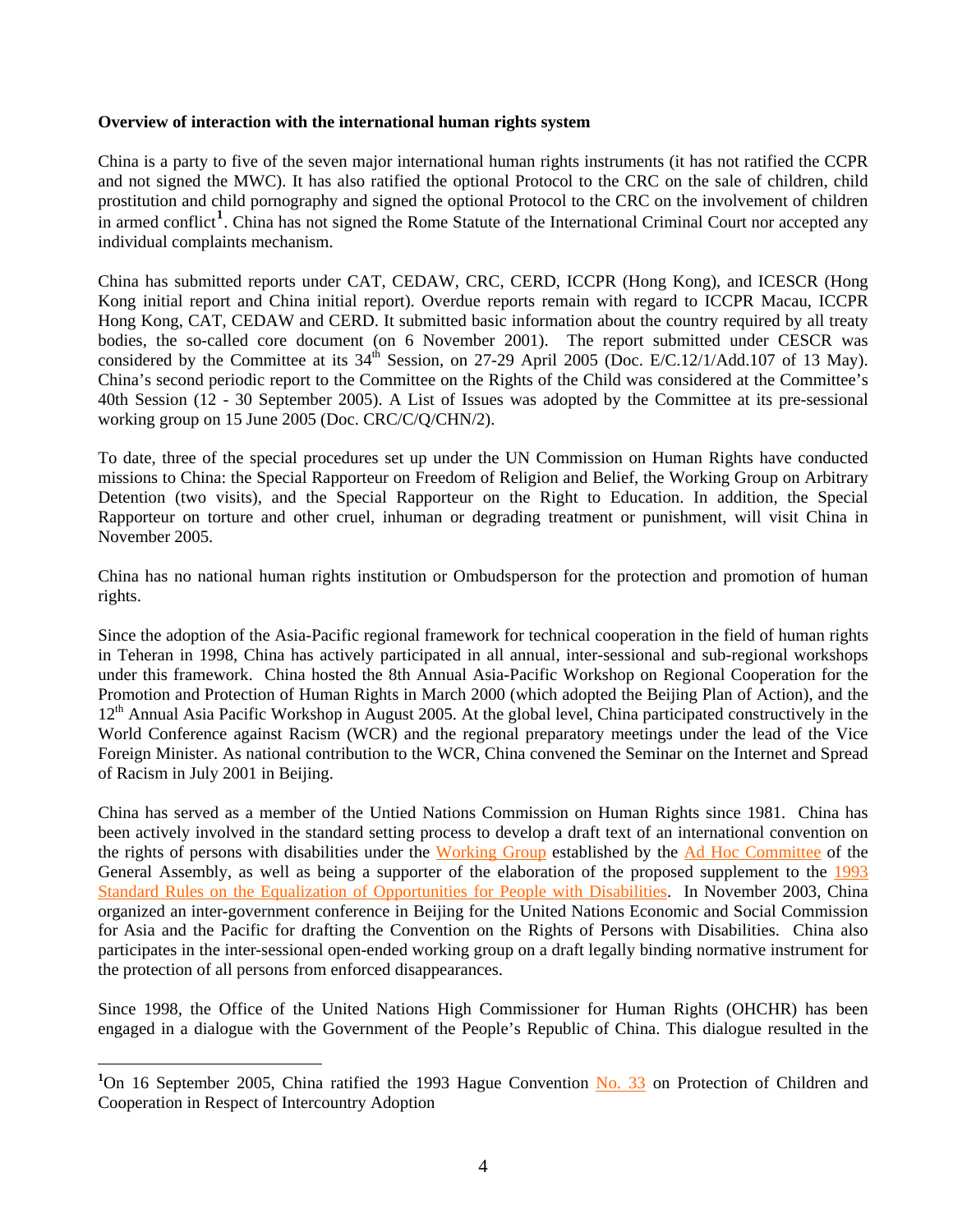**Overview of interaction with the international human rights system**

China is a party to five of the seven major international human rights instruments (it has not ratified the CCPR and not signed the MWC). It has also ratified the optional Protocol to the CRC on the sale of children, child prostitution and child pornography and signed the optional Protocol to the CRC on the involvement of children in armed conflict[1]. China has not signed the Rome Statute of the International Criminal Court nor accepted any individual complaints mechanism.

China has submitted reports under CAT, CEDAW, CRC, CERD, ICCPR (Hong Kong), and ICESCR (Hong Kong initial report and China initial report). Overdue reports remain with regard to ICCPR Macau, ICCPR Hong Kong, CAT, CEDAW and CERD. It submitted basic information about the country required by all treaty bodies, the so-called core document (on 6 November 2001). The report submitted under CESCR was considered by the Committee at its 34th Session, on 27-29 April 2005 (Doc. E/C.12/1/Add.107 of 13 May). China's second periodic report to the Committee on the Rights of the Child was considered at the Committee's 40th Session (12 - 30 September 2005). A List of Issues was adopted by the Committee at its pre-sessional working group on 15 June 2005 (Doc. CRC/C/Q/CHN/2).

To date, three of the special procedures set up under the UN Commission on Human Rights have conducted missions to China: the Special Rapporteur on Freedom of Religion and Belief, the Working Group on Arbitrary Detention (two visits), and the Special Rapporteur on the Right to Education. In addition, the Special Rapporteur on torture and other cruel, inhuman or degrading treatment or punishment, will visit China in November 2005.

China has no national human rights institution or Ombudsperson for the protection and promotion of human rights.

Since the adoption of the Asia-Pacific regional framework for technical cooperation in the field of human rights in Teheran in 1998, China has actively participated in all annual, inter-sessional and sub-regional workshops under this framework. China hosted the 8th Annual Asia-Pacific Workshop on Regional Cooperation for the Promotion and Protection of Human Rights in March 2000 (which adopted the Beijing Plan of Action), and the 12th Annual Asia Pacific Workshop in August 2005. At the global level, China participated constructively in the World Conference against Racism (WCR) and the regional preparatory meetings under the lead of the Vice Foreign Minister. As national contribution to the WCR, China convened the Seminar on the Internet and Spread of Racism in July 2001 in Beijing.

China has served as a member of the Untied Nations Commission on Human Rights since 1981. China has been actively involved in the standard setting process to develop a draft text of an international convention on the rights of persons with disabilities under the Working Group established by the Ad Hoc Committee of the General Assembly, as well as being a supporter of the elaboration of the proposed supplement to the 1993 Standard Rules on the Equalization of Opportunities for People with Disabilities. In November 2003, China organized an inter-government conference in Beijing for the United Nations Economic and Social Commission for Asia and the Pacific for drafting the Convention on the Rights of Persons with Disabilities. China also participates in the inter-sessional open-ended working group on a draft legally binding normative instrument for the protection of all persons from enforced disappearances.

Since 1998, the Office of the United Nations High Commissioner for Human Rights (OHCHR) has been engaged in a dialogue with the Government of the People's Republic of China. This dialogue resulted in the

---

[1] On 16 September 2005, China ratified the 1993 Hague Convention No. 33 on Protection of Children and Cooperation in Respect of Intercountry Adoption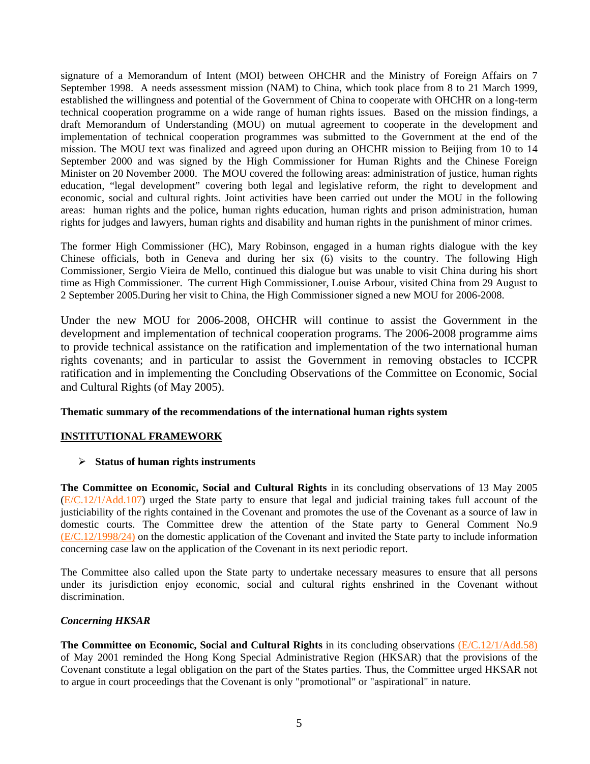signature of a Memorandum of Intent (MOI) between OHCHR and the Ministry of Foreign Affairs on 7 September 1998. A needs assessment mission (NAM) to China, which took place from 8 to 21 March 1999, established the willingness and potential of the Government of China to cooperate with OHCHR on a long-term technical cooperation programme on a wide range of human rights issues. Based on the mission findings, a draft Memorandum of Understanding (MOU) on mutual agreement to cooperate in the development and implementation of technical cooperation programmes was submitted to the Government at the end of the mission. The MOU text was finalized and agreed upon during an OHCHR mission to Beijing from 10 to 14 September 2000 and was signed by the High Commissioner for Human Rights and the Chinese Foreign Minister on 20 November 2000. The MOU covered the following areas: administration of justice, human rights education, "legal development" covering both legal and legislative reform, the right to development and economic, social and cultural rights. Joint activities have been carried out under the MOU in the following areas: human rights and the police, human rights education, human rights and prison administration, human rights for judges and lawyers, human rights and disability and human rights in the punishment of minor crimes.

The former High Commissioner (HC), Mary Robinson, engaged in a human rights dialogue with the key Chinese officials, both in Geneva and during her six (6) visits to the country. The following High Commissioner, Sergio Vieira de Mello, continued this dialogue but was unable to visit China during his short time as High Commissioner. The current High Commissioner, Louise Arbour, visited China from 29 August to 2 September 2005.During her visit to China, the High Commissioner signed a new MOU for 2006-2008.

Under the new MOU for 2006-2008, OHCHR will continue to assist the Government in the development and implementation of technical cooperation programs. The 2006-2008 programme aims to provide technical assistance on the ratification and implementation of the two international human rights covenants; and in particular to assist the Government in removing obstacles to ICCPR ratification and in implementing the Concluding Observations of the Committee on Economic, Social and Cultural Rights (of May 2005).

**Thematic summary of the recommendations of the international human rights system**

**INSTITUTIONAL FRAMEWORK**

- **Status of human rights instruments**

**The Committee on Economic, Social and Cultural Rights** in its concluding observations of 13 May 2005 (E/C.12/1/Add.107) urged the State party to ensure that legal and judicial training takes full account of the justiciability of the rights contained in the Covenant and promotes the use of the Covenant as a source of law in domestic courts. The Committee drew the attention of the State party to General Comment No.9 (E/C.12/1998/24) on the domestic application of the Covenant and invited the State party to include information concerning case law on the application of the Covenant in its next periodic report.

The Committee also called upon the State party to undertake necessary measures to ensure that all persons under its jurisdiction enjoy economic, social and cultural rights enshrined in the Covenant without discrimination.

***Concerning HKSAR***

**The Committee on Economic, Social and Cultural Rights** in its concluding observations (E/C.12/1/Add.58) of May 2001 reminded the Hong Kong Special Administrative Region (HKSAR) that the provisions of the Covenant constitute a legal obligation on the part of the States parties. Thus, the Committee urged HKSAR not to argue in court proceedings that the Covenant is only "promotional" or "aspirational" in nature.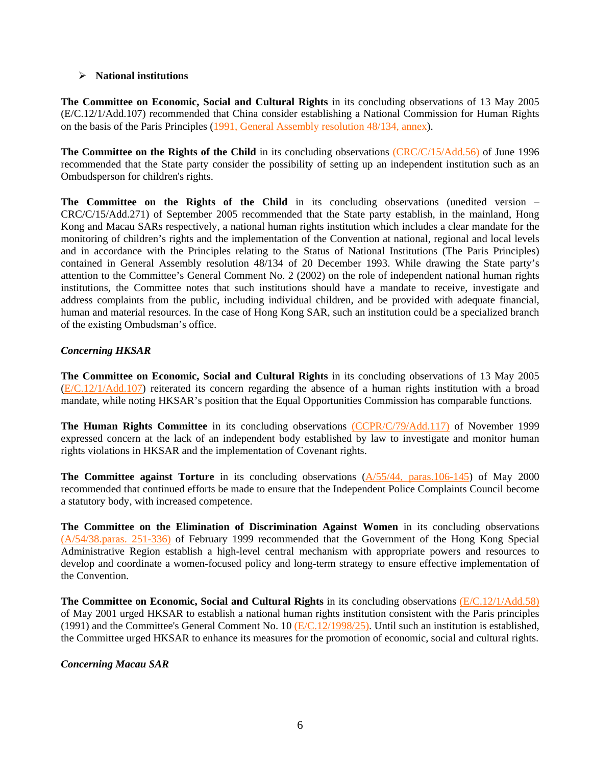- **National institutions**

**The Committee on Economic, Social and Cultural Rights** in its concluding observations of 13 May 2005 (E/C.12/1/Add.107) recommended that China consider establishing a National Commission for Human Rights on the basis of the Paris Principles (1991, General Assembly resolution 48/134, annex).

**The Committee on the Rights of the Child** in its concluding observations (CRC/C/15/Add.56) of June 1996 recommended that the State party consider the possibility of setting up an independent institution such as an Ombudsperson for children's rights.

**The Committee on the Rights of the Child** in its concluding observations (unedited version – CRC/C/15/Add.271) of September 2005 recommended that the State party establish, in the mainland, Hong Kong and Macau SARs respectively, a national human rights institution which includes a clear mandate for the monitoring of children's rights and the implementation of the Convention at national, regional and local levels and in accordance with the Principles relating to the Status of National Institutions (The Paris Principles) contained in General Assembly resolution 48/134 of 20 December 1993. While drawing the State party's attention to the Committee's General Comment No. 2 (2002) on the role of independent national human rights institutions, the Committee notes that such institutions should have a mandate to receive, investigate and address complaints from the public, including individual children, and be provided with adequate financial, human and material resources. In the case of Hong Kong SAR, such an institution could be a specialized branch of the existing Ombudsman's office.

***Concerning HKSAR***

**The Committee on Economic, Social and Cultural Rights** in its concluding observations of 13 May 2005 (E/C.12/1/Add.107) reiterated its concern regarding the absence of a human rights institution with a broad mandate, while noting HKSAR's position that the Equal Opportunities Commission has comparable functions.

**The Human Rights Committee** in its concluding observations (CCPR/C/79/Add.117) of November 1999 expressed concern at the lack of an independent body established by law to investigate and monitor human rights violations in HKSAR and the implementation of Covenant rights.

**The Committee against Torture** in its concluding observations (A/55/44, paras.106-145) of May 2000 recommended that continued efforts be made to ensure that the Independent Police Complaints Council become a statutory body, with increased competence.

**The Committee on the Elimination of Discrimination Against Women** in its concluding observations (A/54/38.paras. 251-336) of February 1999 recommended that the Government of the Hong Kong Special Administrative Region establish a high-level central mechanism with appropriate powers and resources to develop and coordinate a women-focused policy and long-term strategy to ensure effective implementation of the Convention.

**The Committee on Economic, Social and Cultural Rights** in its concluding observations (E/C.12/1/Add.58) of May 2001 urged HKSAR to establish a national human rights institution consistent with the Paris principles (1991) and the Committee's General Comment No. 10 (E/C.12/1998/25). Until such an institution is established, the Committee urged HKSAR to enhance its measures for the promotion of economic, social and cultural rights.

***Concerning Macau SAR***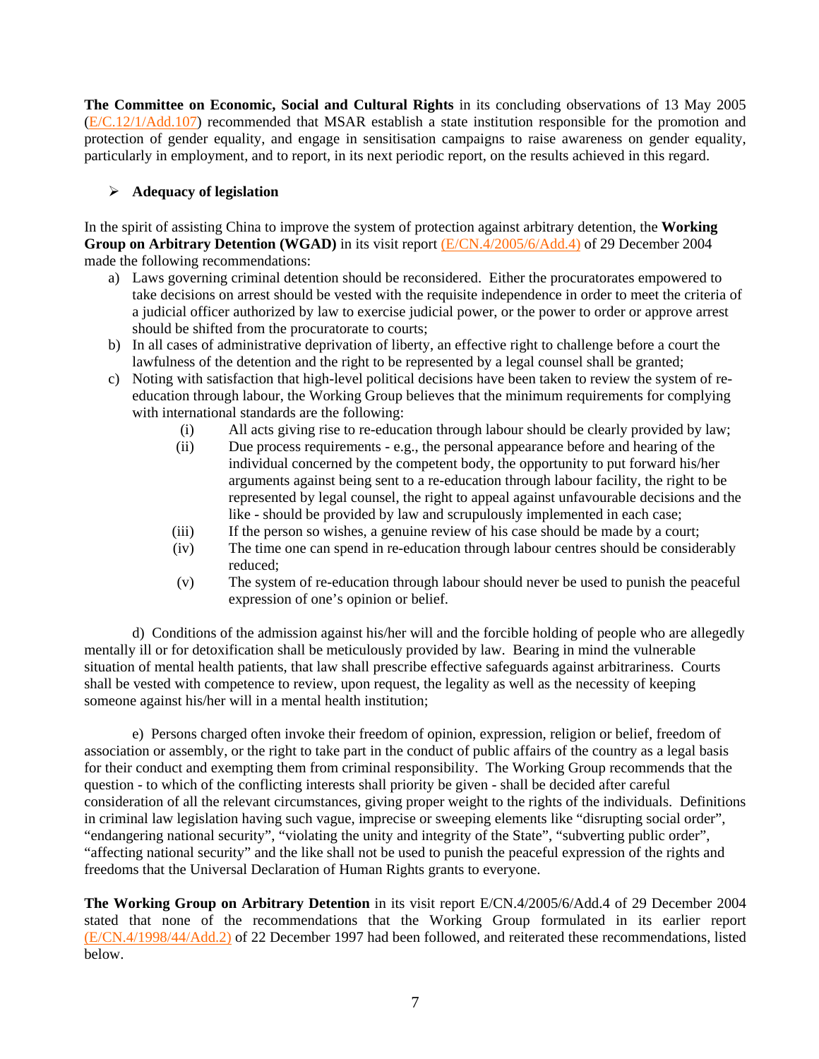**The Committee on Economic, Social and Cultural Rights** in its concluding observations of 13 May 2005 (E/C.12/1/Add.107) recommended that MSAR establish a state institution responsible for the promotion and protection of gender equality, and engage in sensitisation campaigns to raise awareness on gender equality, particularly in employment, and to report, in its next periodic report, on the results achieved in this regard.

- **Adequacy of legislation**

In the spirit of assisting China to improve the system of protection against arbitrary detention, the **Working Group on Arbitrary Detention (WGAD)** in its visit report (E/CN.4/2005/6/Add.4) of 29 December 2004 made the following recommendations:

a) Laws governing criminal detention should be reconsidered. Either the procuratorates empowered to take decisions on arrest should be vested with the requisite independence in order to meet the criteria of a judicial officer authorized by law to exercise judicial power, or the power to order or approve arrest should be shifted from the procuratorate to courts;

b) In all cases of administrative deprivation of liberty, an effective right to challenge before a court the lawfulness of the detention and the right to be represented by a legal counsel shall be granted;

c) Noting with satisfaction that high-level political decisions have been taken to review the system of re-education through labour, the Working Group believes that the minimum requirements for complying with international standards are the following:

   (i) All acts giving rise to re-education through labour should be clearly provided by law;

   (ii) Due process requirements - e.g., the personal appearance before and hearing of the individual concerned by the competent body, the opportunity to put forward his/her arguments against being sent to a re-education through labour facility, the right to be represented by legal counsel, the right to appeal against unfavourable decisions and the like - should be provided by law and scrupulously implemented in each case;

   (iii) If the person so wishes, a genuine review of his case should be made by a court;

   (iv) The time one can spend in re-education through labour centres should be considerably reduced;

   (v) The system of re-education through labour should never be used to punish the peaceful expression of one's opinion or belief.

d) Conditions of the admission against his/her will and the forcible holding of people who are allegedly mentally ill or for detoxification shall be meticulously provided by law. Bearing in mind the vulnerable situation of mental health patients, that law shall prescribe effective safeguards against arbitrariness. Courts shall be vested with competence to review, upon request, the legality as well as the necessity of keeping someone against his/her will in a mental health institution;

e) Persons charged often invoke their freedom of opinion, expression, religion or belief, freedom of association or assembly, or the right to take part in the conduct of public affairs of the country as a legal basis for their conduct and exempting them from criminal responsibility. The Working Group recommends that the question - to which of the conflicting interests shall priority be given - shall be decided after careful consideration of all the relevant circumstances, giving proper weight to the rights of the individuals. Definitions in criminal law legislation having such vague, imprecise or sweeping elements like "disrupting social order", "endangering national security", "violating the unity and integrity of the State", "subverting public order", "affecting national security" and the like shall not be used to punish the peaceful expression of the rights and freedoms that the Universal Declaration of Human Rights grants to everyone.

**The Working Group on Arbitrary Detention** in its visit report E/CN.4/2005/6/Add.4 of 29 December 2004 stated that none of the recommendations that the Working Group formulated in its earlier report (E/CN.4/1998/44/Add.2) of 22 December 1997 had been followed, and reiterated these recommendations, listed below.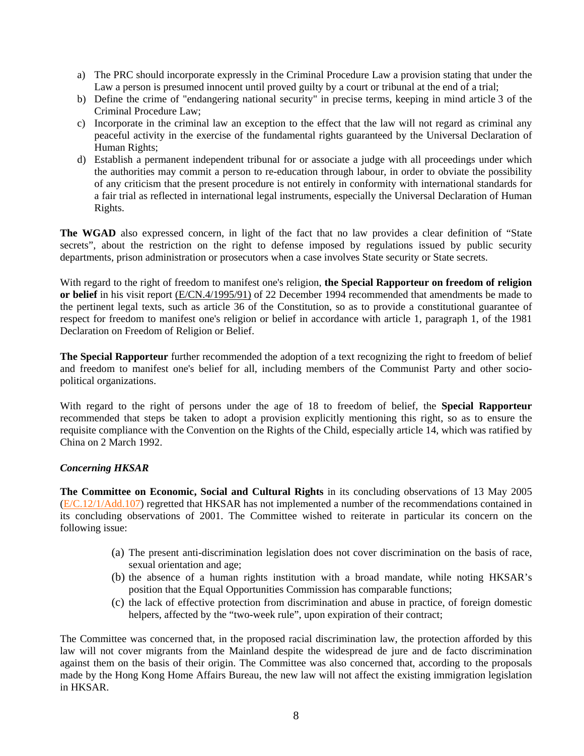a) The PRC should incorporate expressly in the Criminal Procedure Law a provision stating that under the Law a person is presumed innocent until proved guilty by a court or tribunal at the end of a trial;
b) Define the crime of "endangering national security" in precise terms, keeping in mind article 3 of the Criminal Procedure Law;
c) Incorporate in the criminal law an exception to the effect that the law will not regard as criminal any peaceful activity in the exercise of the fundamental rights guaranteed by the Universal Declaration of Human Rights;
d) Establish a permanent independent tribunal for or associate a judge with all proceedings under which the authorities may commit a person to re-education through labour, in order to obviate the possibility of any criticism that the present procedure is not entirely in conformity with international standards for a fair trial as reflected in international legal instruments, especially the Universal Declaration of Human Rights.

**The WGAD** also expressed concern, in light of the fact that no law provides a clear definition of "State secrets", about the restriction on the right to defense imposed by regulations issued by public security departments, prison administration or prosecutors when a case involves State security or State secrets.

With regard to the right of freedom to manifest one's religion, **the Special Rapporteur on freedom of religion or belief** in his visit report (E/CN.4/1995/91) of 22 December 1994 recommended that amendments be made to the pertinent legal texts, such as article 36 of the Constitution, so as to provide a constitutional guarantee of respect for freedom to manifest one's religion or belief in accordance with article 1, paragraph 1, of the 1981 Declaration on Freedom of Religion or Belief.

**The Special Rapporteur** further recommended the adoption of a text recognizing the right to freedom of belief and freedom to manifest one's belief for all, including members of the Communist Party and other socio-political organizations.

With regard to the right of persons under the age of 18 to freedom of belief, the **Special Rapporteur** recommended that steps be taken to adopt a provision explicitly mentioning this right, so as to ensure the requisite compliance with the Convention on the Rights of the Child, especially article 14, which was ratified by China on 2 March 1992.

***Concerning HKSAR***

**The Committee on Economic, Social and Cultural Rights** in its concluding observations of 13 May 2005 (E/C.12/1/Add.107) regretted that HKSAR has not implemented a number of the recommendations contained in its concluding observations of 2001. The Committee wished to reiterate in particular its concern on the following issue:

(a) The present anti-discrimination legislation does not cover discrimination on the basis of race, sexual orientation and age;
(b) the absence of a human rights institution with a broad mandate, while noting HKSAR's position that the Equal Opportunities Commission has comparable functions;
(c) the lack of effective protection from discrimination and abuse in practice, of foreign domestic helpers, affected by the "two-week rule", upon expiration of their contract;

The Committee was concerned that, in the proposed racial discrimination law, the protection afforded by this law will not cover migrants from the Mainland despite the widespread de jure and de facto discrimination against them on the basis of their origin. The Committee was also concerned that, according to the proposals made by the Hong Kong Home Affairs Bureau, the new law will not affect the existing immigration legislation in HKSAR.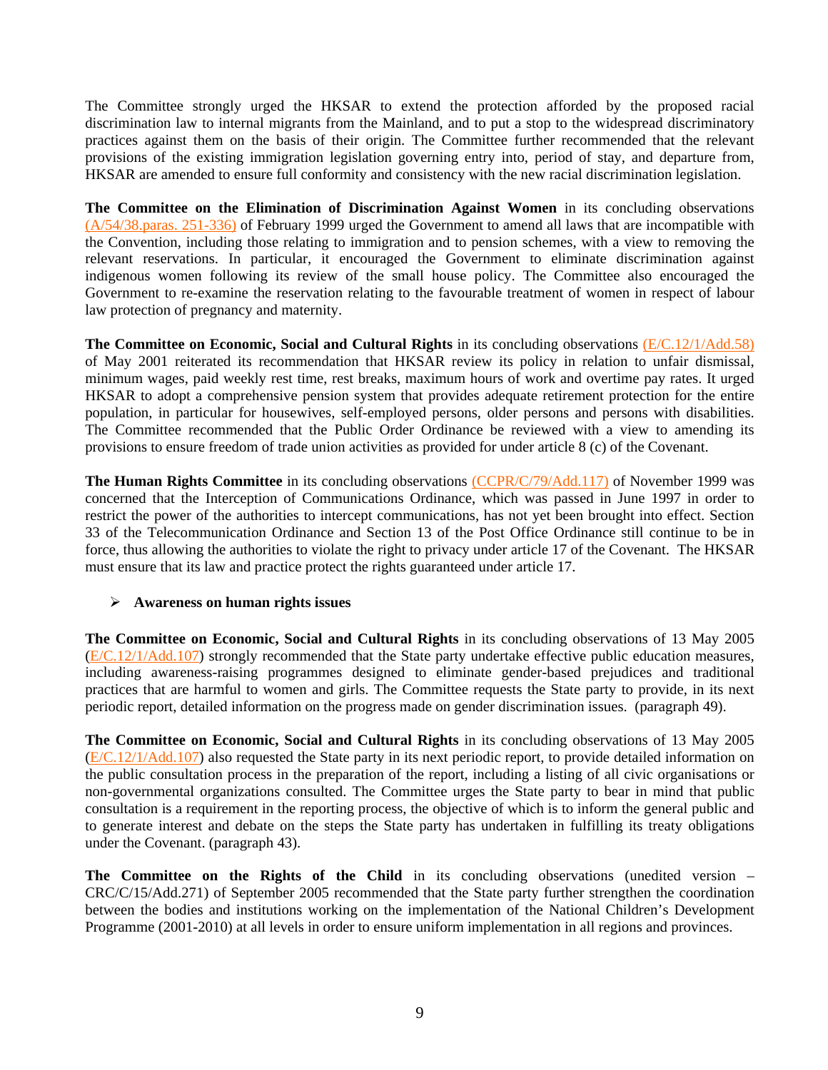The Committee strongly urged the HKSAR to extend the protection afforded by the proposed racial discrimination law to internal migrants from the Mainland, and to put a stop to the widespread discriminatory practices against them on the basis of their origin. The Committee further recommended that the relevant provisions of the existing immigration legislation governing entry into, period of stay, and departure from, HKSAR are amended to ensure full conformity and consistency with the new racial discrimination legislation.

**The Committee on the Elimination of Discrimination Against Women** in its concluding observations (A/54/38.paras. 251-336) of February 1999 urged the Government to amend all laws that are incompatible with the Convention, including those relating to immigration and to pension schemes, with a view to removing the relevant reservations. In particular, it encouraged the Government to eliminate discrimination against indigenous women following its review of the small house policy. The Committee also encouraged the Government to re-examine the reservation relating to the favourable treatment of women in respect of labour law protection of pregnancy and maternity.

**The Committee on Economic, Social and Cultural Rights** in its concluding observations (E/C.12/1/Add.58) of May 2001 reiterated its recommendation that HKSAR review its policy in relation to unfair dismissal, minimum wages, paid weekly rest time, rest breaks, maximum hours of work and overtime pay rates. It urged HKSAR to adopt a comprehensive pension system that provides adequate retirement protection for the entire population, in particular for housewives, self-employed persons, older persons and persons with disabilities. The Committee recommended that the Public Order Ordinance be reviewed with a view to amending its provisions to ensure freedom of trade union activities as provided for under article 8 (c) of the Covenant.

**The Human Rights Committee** in its concluding observations (CCPR/C/79/Add.117) of November 1999 was concerned that the Interception of Communications Ordinance, which was passed in June 1997 in order to restrict the power of the authorities to intercept communications, has not yet been brought into effect. Section 33 of the Telecommunication Ordinance and Section 13 of the Post Office Ordinance still continue to be in force, thus allowing the authorities to violate the right to privacy under article 17 of the Covenant. The HKSAR must ensure that its law and practice protect the rights guaranteed under article 17.

- **Awareness on human rights issues**

**The Committee on Economic, Social and Cultural Rights** in its concluding observations of 13 May 2005 (E/C.12/1/Add.107) strongly recommended that the State party undertake effective public education measures, including awareness-raising programmes designed to eliminate gender-based prejudices and traditional practices that are harmful to women and girls. The Committee requests the State party to provide, in its next periodic report, detailed information on the progress made on gender discrimination issues. (paragraph 49).

**The Committee on Economic, Social and Cultural Rights** in its concluding observations of 13 May 2005 (E/C.12/1/Add.107) also requested the State party in its next periodic report, to provide detailed information on the public consultation process in the preparation of the report, including a listing of all civic organisations or non-governmental organizations consulted. The Committee urges the State party to bear in mind that public consultation is a requirement in the reporting process, the objective of which is to inform the general public and to generate interest and debate on the steps the State party has undertaken in fulfilling its treaty obligations under the Covenant. (paragraph 43).

**The Committee on the Rights of the Child** in its concluding observations (unedited version – CRC/C/15/Add.271) of September 2005 recommended that the State party further strengthen the coordination between the bodies and institutions working on the implementation of the National Children's Development Programme (2001-2010) at all levels in order to ensure uniform implementation in all regions and provinces.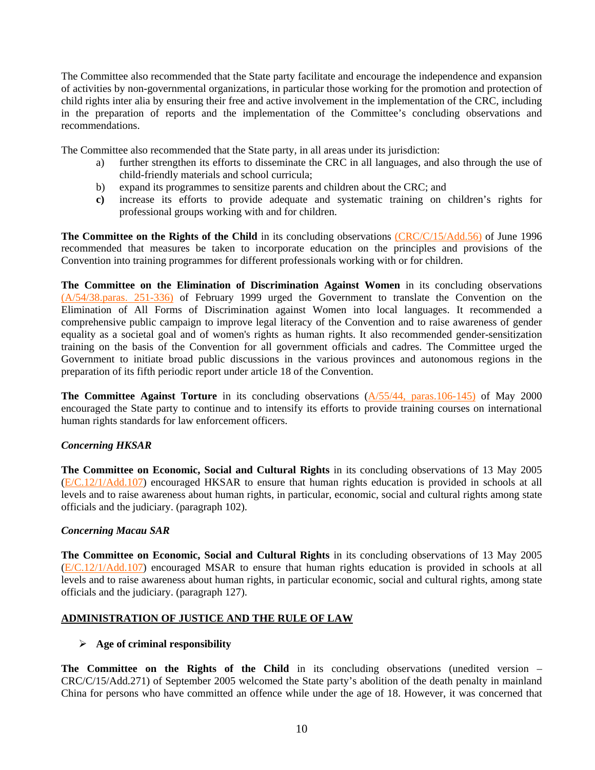The Committee also recommended that the State party facilitate and encourage the independence and expansion of activities by non-governmental organizations, in particular those working for the promotion and protection of child rights inter alia by ensuring their free and active involvement in the implementation of the CRC, including in the preparation of reports and the implementation of the Committee's concluding observations and recommendations.

The Committee also recommended that the State party, in all areas under its jurisdiction:

a) further strengthen its efforts to disseminate the CRC in all languages, and also through the use of child-friendly materials and school curricula;
b) expand its programmes to sensitize parents and children about the CRC; and
**c)** increase its efforts to provide adequate and systematic training on children's rights for professional groups working with and for children.

**The Committee on the Rights of the Child** in its concluding observations (CRC/C/15/Add.56) of June 1996 recommended that measures be taken to incorporate education on the principles and provisions of the Convention into training programmes for different professionals working with or for children.

**The Committee on the Elimination of Discrimination Against Women** in its concluding observations (A/54/38.paras. 251-336) of February 1999 urged the Government to translate the Convention on the Elimination of All Forms of Discrimination against Women into local languages. It recommended a comprehensive public campaign to improve legal literacy of the Convention and to raise awareness of gender equality as a societal goal and of women's rights as human rights. It also recommended gender-sensitization training on the basis of the Convention for all government officials and cadres. The Committee urged the Government to initiate broad public discussions in the various provinces and autonomous regions in the preparation of its fifth periodic report under article 18 of the Convention.

**The Committee Against Torture** in its concluding observations (A/55/44, paras.106-145) of May 2000 encouraged the State party to continue and to intensify its efforts to provide training courses on international human rights standards for law enforcement officers.

***Concerning HKSAR***

**The Committee on Economic, Social and Cultural Rights** in its concluding observations of 13 May 2005 (E/C.12/1/Add.107) encouraged HKSAR to ensure that human rights education is provided in schools at all levels and to raise awareness about human rights, in particular, economic, social and cultural rights among state officials and the judiciary. (paragraph 102).

***Concerning Macau SAR***

**The Committee on Economic, Social and Cultural Rights** in its concluding observations of 13 May 2005 (E/C.12/1/Add.107) encouraged MSAR to ensure that human rights education is provided in schools at all levels and to raise awareness about human rights, in particular economic, social and cultural rights, among state officials and the judiciary. (paragraph 127).

## ADMINISTRATION OF JUSTICE AND THE RULE OF LAW

- **Age of criminal responsibility**

**The Committee on the Rights of the Child** in its concluding observations (unedited version – CRC/C/15/Add.271) of September 2005 welcomed the State party's abolition of the death penalty in mainland China for persons who have committed an offence while under the age of 18. However, it was concerned that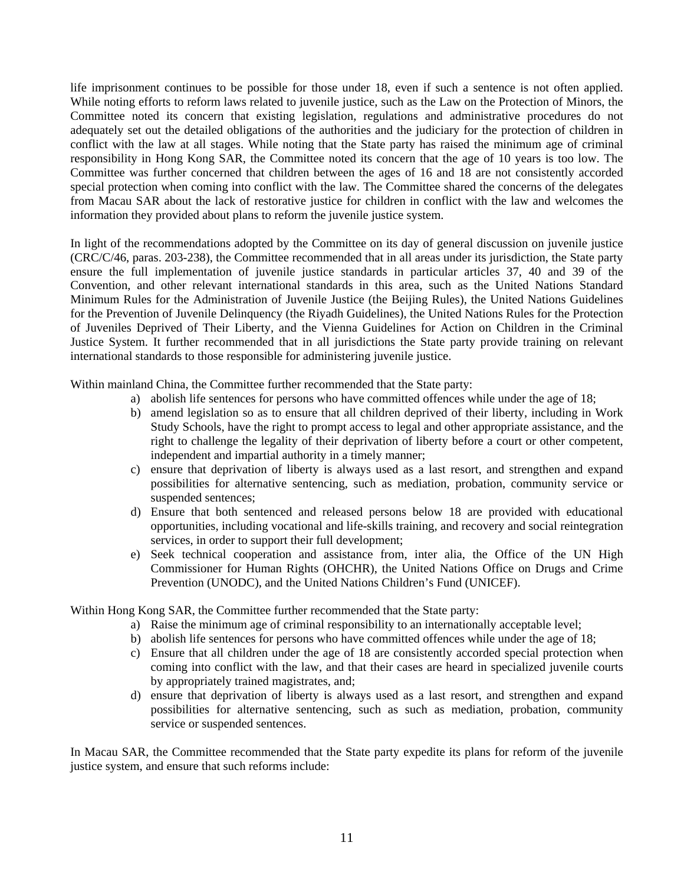life imprisonment continues to be possible for those under 18, even if such a sentence is not often applied. While noting efforts to reform laws related to juvenile justice, such as the Law on the Protection of Minors, the Committee noted its concern that existing legislation, regulations and administrative procedures do not adequately set out the detailed obligations of the authorities and the judiciary for the protection of children in conflict with the law at all stages. While noting that the State party has raised the minimum age of criminal responsibility in Hong Kong SAR, the Committee noted its concern that the age of 10 years is too low. The Committee was further concerned that children between the ages of 16 and 18 are not consistently accorded special protection when coming into conflict with the law. The Committee shared the concerns of the delegates from Macau SAR about the lack of restorative justice for children in conflict with the law and welcomes the information they provided about plans to reform the juvenile justice system.

In light of the recommendations adopted by the Committee on its day of general discussion on juvenile justice (CRC/C/46, paras. 203-238), the Committee recommended that in all areas under its jurisdiction, the State party ensure the full implementation of juvenile justice standards in particular articles 37, 40 and 39 of the Convention, and other relevant international standards in this area, such as the United Nations Standard Minimum Rules for the Administration of Juvenile Justice (the Beijing Rules), the United Nations Guidelines for the Prevention of Juvenile Delinquency (the Riyadh Guidelines), the United Nations Rules for the Protection of Juveniles Deprived of Their Liberty, and the Vienna Guidelines for Action on Children in the Criminal Justice System. It further recommended that in all jurisdictions the State party provide training on relevant international standards to those responsible for administering juvenile justice.

Within mainland China, the Committee further recommended that the State party:

a) abolish life sentences for persons who have committed offences while under the age of 18;
b) amend legislation so as to ensure that all children deprived of their liberty, including in Work Study Schools, have the right to prompt access to legal and other appropriate assistance, and the right to challenge the legality of their deprivation of liberty before a court or other competent, independent and impartial authority in a timely manner;
c) ensure that deprivation of liberty is always used as a last resort, and strengthen and expand possibilities for alternative sentencing, such as mediation, probation, community service or suspended sentences;
d) Ensure that both sentenced and released persons below 18 are provided with educational opportunities, including vocational and life-skills training, and recovery and social reintegration services, in order to support their full development;
e) Seek technical cooperation and assistance from, inter alia, the Office of the UN High Commissioner for Human Rights (OHCHR), the United Nations Office on Drugs and Crime Prevention (UNODC), and the United Nations Children's Fund (UNICEF).

Within Hong Kong SAR, the Committee further recommended that the State party:

a) Raise the minimum age of criminal responsibility to an internationally acceptable level;
b) abolish life sentences for persons who have committed offences while under the age of 18;
c) Ensure that all children under the age of 18 are consistently accorded special protection when coming into conflict with the law, and that their cases are heard in specialized juvenile courts by appropriately trained magistrates, and;
d) ensure that deprivation of liberty is always used as a last resort, and strengthen and expand possibilities for alternative sentencing, such as such as mediation, probation, community service or suspended sentences.

In Macau SAR, the Committee recommended that the State party expedite its plans for reform of the juvenile justice system, and ensure that such reforms include: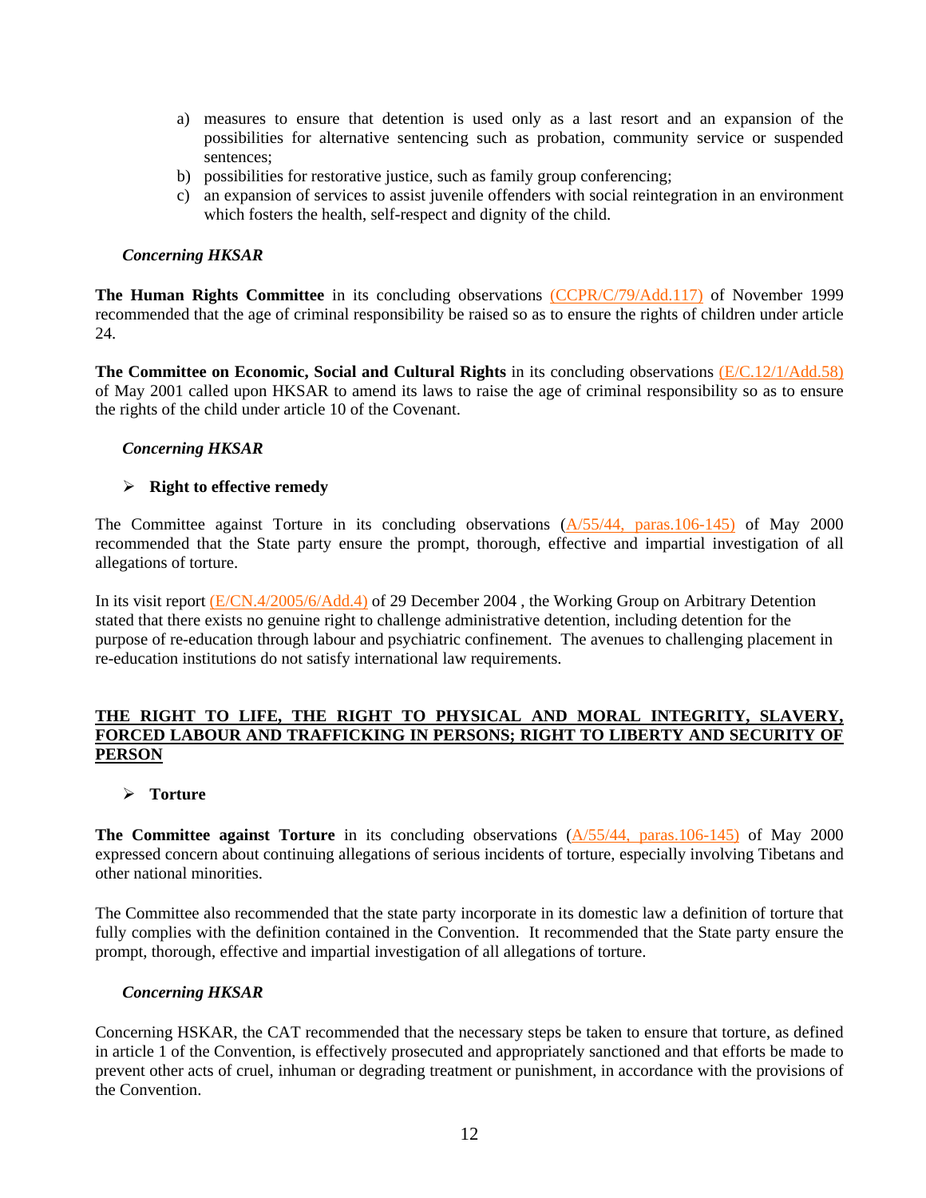a) measures to ensure that detention is used only as a last resort and an expansion of the possibilities for alternative sentencing such as probation, community service or suspended sentences;
b) possibilities for restorative justice, such as family group conferencing;
c) an expansion of services to assist juvenile offenders with social reintegration in an environment which fosters the health, self-respect and dignity of the child.

***Concerning HKSAR***

**The Human Rights Committee** in its concluding observations (CCPR/C/79/Add.117) of November 1999 recommended that the age of criminal responsibility be raised so as to ensure the rights of children under article 24.

**The Committee on Economic, Social and Cultural Rights** in its concluding observations (E/C.12/1/Add.58) of May 2001 called upon HKSAR to amend its laws to raise the age of criminal responsibility so as to ensure the rights of the child under article 10 of the Covenant.

***Concerning HKSAR***

- **Right to effective remedy**

The Committee against Torture in its concluding observations (A/55/44, paras.106-145) of May 2000 recommended that the State party ensure the prompt, thorough, effective and impartial investigation of all allegations of torture.

In its visit report (E/CN.4/2005/6/Add.4) of 29 December 2004 , the Working Group on Arbitrary Detention stated that there exists no genuine right to challenge administrative detention, including detention for the purpose of re-education through labour and psychiatric confinement. The avenues to challenging placement in re-education institutions do not satisfy international law requirements.

## THE RIGHT TO LIFE, THE RIGHT TO PHYSICAL AND MORAL INTEGRITY, SLAVERY, FORCED LABOUR AND TRAFFICKING IN PERSONS; RIGHT TO LIBERTY AND SECURITY OF PERSON

- **Torture**

**The Committee against Torture** in its concluding observations (A/55/44, paras.106-145) of May 2000 expressed concern about continuing allegations of serious incidents of torture, especially involving Tibetans and other national minorities.

The Committee also recommended that the state party incorporate in its domestic law a definition of torture that fully complies with the definition contained in the Convention. It recommended that the State party ensure the prompt, thorough, effective and impartial investigation of all allegations of torture.

***Concerning HKSAR***

Concerning HSKAR, the CAT recommended that the necessary steps be taken to ensure that torture, as defined in article 1 of the Convention, is effectively prosecuted and appropriately sanctioned and that efforts be made to prevent other acts of cruel, inhuman or degrading treatment or punishment, in accordance with the provisions of the Convention.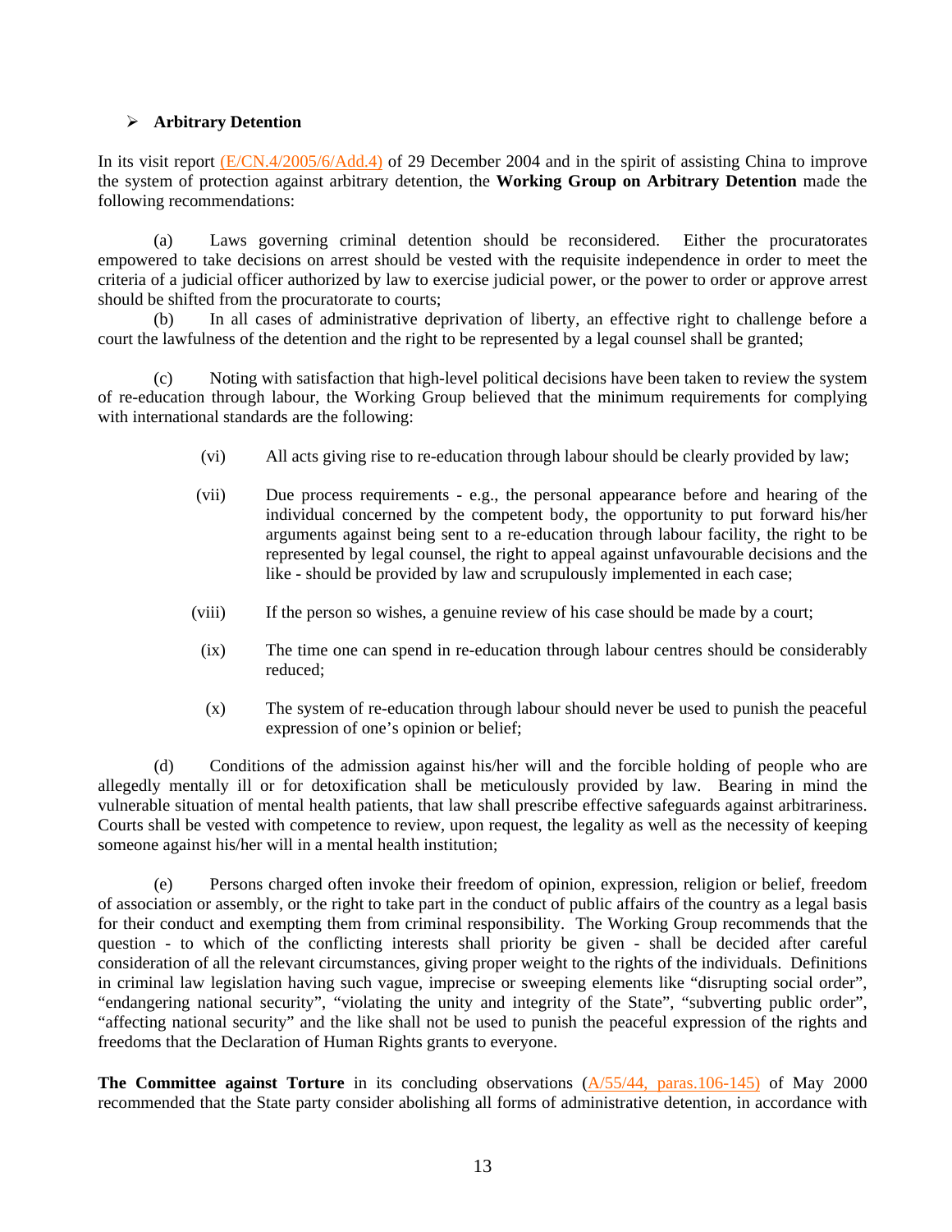- **Arbitrary Detention**

In its visit report (E/CN.4/2005/6/Add.4) of 29 December 2004 and in the spirit of assisting China to improve the system of protection against arbitrary detention, the **Working Group on Arbitrary Detention** made the following recommendations:

(a) Laws governing criminal detention should be reconsidered. Either the procuratorates empowered to take decisions on arrest should be vested with the requisite independence in order to meet the criteria of a judicial officer authorized by law to exercise judicial power, or the power to order or approve arrest should be shifted from the procuratorate to courts;

(b) In all cases of administrative deprivation of liberty, an effective right to challenge before a court the lawfulness of the detention and the right to be represented by a legal counsel shall be granted;

(c) Noting with satisfaction that high-level political decisions have been taken to review the system of re-education through labour, the Working Group believed that the minimum requirements for complying with international standards are the following:

(vi) All acts giving rise to re-education through labour should be clearly provided by law;

(vii) Due process requirements - e.g., the personal appearance before and hearing of the individual concerned by the competent body, the opportunity to put forward his/her arguments against being sent to a re-education through labour facility, the right to be represented by legal counsel, the right to appeal against unfavourable decisions and the like - should be provided by law and scrupulously implemented in each case;

(viii) If the person so wishes, a genuine review of his case should be made by a court;

(ix) The time one can spend in re-education through labour centres should be considerably reduced;

(x) The system of re-education through labour should never be used to punish the peaceful expression of one's opinion or belief;

(d) Conditions of the admission against his/her will and the forcible holding of people who are allegedly mentally ill or for detoxification shall be meticulously provided by law. Bearing in mind the vulnerable situation of mental health patients, that law shall prescribe effective safeguards against arbitrariness. Courts shall be vested with competence to review, upon request, the legality as well as the necessity of keeping someone against his/her will in a mental health institution;

(e) Persons charged often invoke their freedom of opinion, expression, religion or belief, freedom of association or assembly, or the right to take part in the conduct of public affairs of the country as a legal basis for their conduct and exempting them from criminal responsibility. The Working Group recommends that the question - to which of the conflicting interests shall priority be given - shall be decided after careful consideration of all the relevant circumstances, giving proper weight to the rights of the individuals. Definitions in criminal law legislation having such vague, imprecise or sweeping elements like "disrupting social order", "endangering national security", "violating the unity and integrity of the State", "subverting public order", "affecting national security" and the like shall not be used to punish the peaceful expression of the rights and freedoms that the Declaration of Human Rights grants to everyone.

**The Committee against Torture** in its concluding observations (A/55/44, paras.106-145) of May 2000 recommended that the State party consider abolishing all forms of administrative detention, in accordance with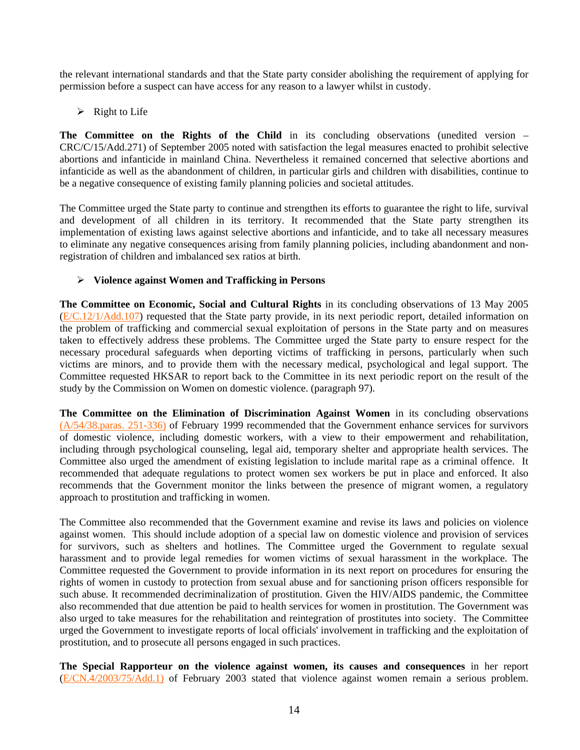the relevant international standards and that the State party consider abolishing the requirement of applying for permission before a suspect can have access for any reason to a lawyer whilst in custody.

- Right to Life

**The Committee on the Rights of the Child** in its concluding observations (unedited version – CRC/C/15/Add.271) of September 2005 noted with satisfaction the legal measures enacted to prohibit selective abortions and infanticide in mainland China. Nevertheless it remained concerned that selective abortions and infanticide as well as the abandonment of children, in particular girls and children with disabilities, continue to be a negative consequence of existing family planning policies and societal attitudes.

The Committee urged the State party to continue and strengthen its efforts to guarantee the right to life, survival and development of all children in its territory. It recommended that the State party strengthen its implementation of existing laws against selective abortions and infanticide, and to take all necessary measures to eliminate any negative consequences arising from family planning policies, including abandonment and non-registration of children and imbalanced sex ratios at birth.

- **Violence against Women and Trafficking in Persons**

**The Committee on Economic, Social and Cultural Rights** in its concluding observations of 13 May 2005 (E/C.12/1/Add.107) requested that the State party provide, in its next periodic report, detailed information on the problem of trafficking and commercial sexual exploitation of persons in the State party and on measures taken to effectively address these problems. The Committee urged the State party to ensure respect for the necessary procedural safeguards when deporting victims of trafficking in persons, particularly when such victims are minors, and to provide them with the necessary medical, psychological and legal support. The Committee requested HKSAR to report back to the Committee in its next periodic report on the result of the study by the Commission on Women on domestic violence. (paragraph 97).

**The Committee on the Elimination of Discrimination Against Women** in its concluding observations (A/54/38.paras. 251-336) of February 1999 recommended that the Government enhance services for survivors of domestic violence, including domestic workers, with a view to their empowerment and rehabilitation, including through psychological counseling, legal aid, temporary shelter and appropriate health services. The Committee also urged the amendment of existing legislation to include marital rape as a criminal offence. It recommended that adequate regulations to protect women sex workers be put in place and enforced. It also recommends that the Government monitor the links between the presence of migrant women, a regulatory approach to prostitution and trafficking in women.

The Committee also recommended that the Government examine and revise its laws and policies on violence against women. This should include adoption of a special law on domestic violence and provision of services for survivors, such as shelters and hotlines. The Committee urged the Government to regulate sexual harassment and to provide legal remedies for women victims of sexual harassment in the workplace. The Committee requested the Government to provide information in its next report on procedures for ensuring the rights of women in custody to protection from sexual abuse and for sanctioning prison officers responsible for such abuse. It recommended decriminalization of prostitution. Given the HIV/AIDS pandemic, the Committee also recommended that due attention be paid to health services for women in prostitution. The Government was also urged to take measures for the rehabilitation and reintegration of prostitutes into society. The Committee urged the Government to investigate reports of local officials' involvement in trafficking and the exploitation of prostitution, and to prosecute all persons engaged in such practices.

**The Special Rapporteur on the violence against women, its causes and consequences** in her report (E/CN.4/2003/75/Add.1) of February 2003 stated that violence against women remain a serious problem.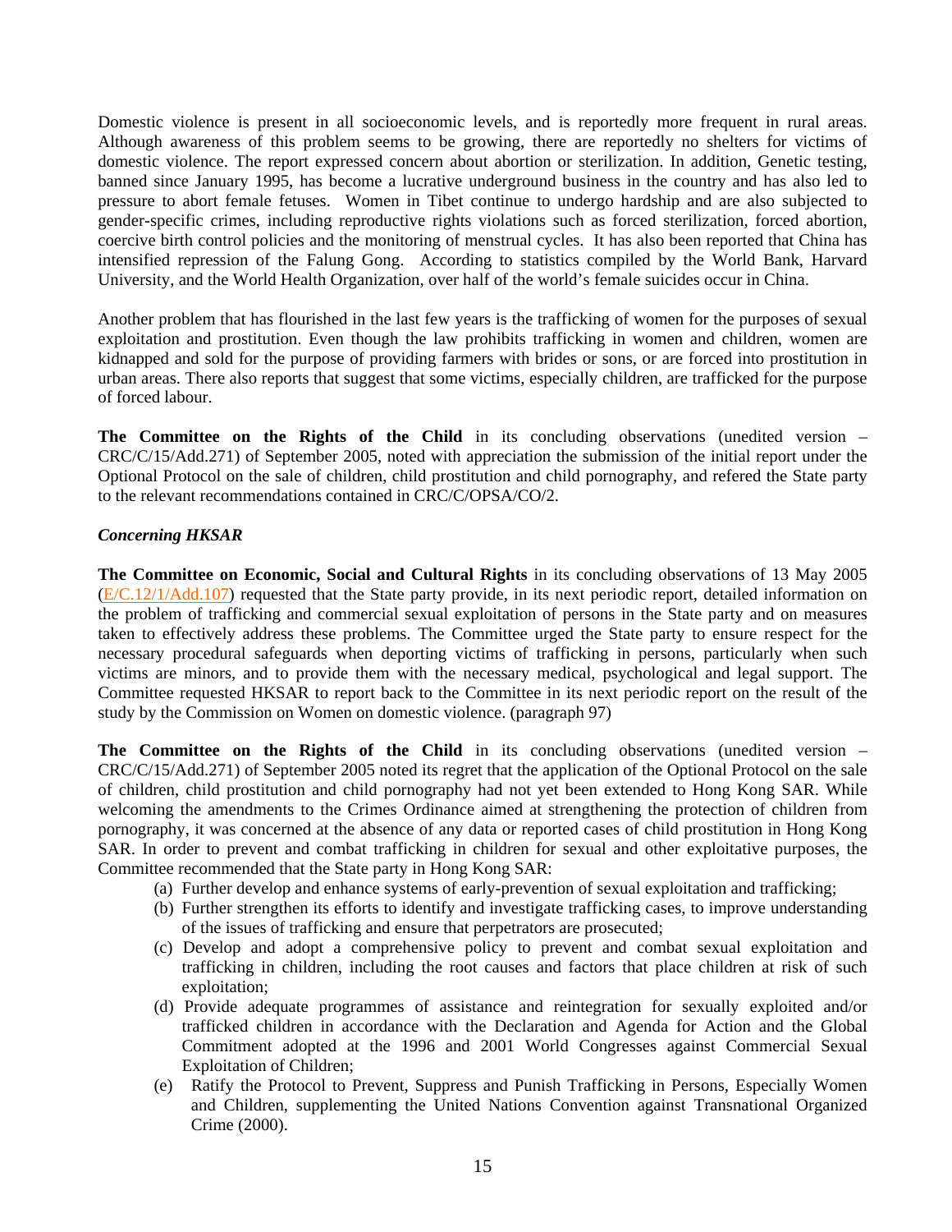Domestic violence is present in all socioeconomic levels, and is reportedly more frequent in rural areas. Although awareness of this problem seems to be growing, there are reportedly no shelters for victims of domestic violence. The report expressed concern about abortion or sterilization. In addition, Genetic testing, banned since January 1995, has become a lucrative underground business in the country and has also led to pressure to abort female fetuses. Women in Tibet continue to undergo hardship and are also subjected to gender-specific crimes, including reproductive rights violations such as forced sterilization, forced abortion, coercive birth control policies and the monitoring of menstrual cycles. It has also been reported that China has intensified repression of the Falung Gong. According to statistics compiled by the World Bank, Harvard University, and the World Health Organization, over half of the world's female suicides occur in China.

Another problem that has flourished in the last few years is the trafficking of women for the purposes of sexual exploitation and prostitution. Even though the law prohibits trafficking in women and children, women are kidnapped and sold for the purpose of providing farmers with brides or sons, or are forced into prostitution in urban areas. There also reports that suggest that some victims, especially children, are trafficked for the purpose of forced labour.

**The Committee on the Rights of the Child** in its concluding observations (unedited version – CRC/C/15/Add.271) of September 2005, noted with appreciation the submission of the initial report under the Optional Protocol on the sale of children, child prostitution and child pornography, and refered the State party to the relevant recommendations contained in CRC/C/OPSA/CO/2.

***Concerning HKSAR***

**The Committee on Economic, Social and Cultural Rights** in its concluding observations of 13 May 2005 (E/C.12/1/Add.107) requested that the State party provide, in its next periodic report, detailed information on the problem of trafficking and commercial sexual exploitation of persons in the State party and on measures taken to effectively address these problems. The Committee urged the State party to ensure respect for the necessary procedural safeguards when deporting victims of trafficking in persons, particularly when such victims are minors, and to provide them with the necessary medical, psychological and legal support. The Committee requested HKSAR to report back to the Committee in its next periodic report on the result of the study by the Commission on Women on domestic violence. (paragraph 97)

**The Committee on the Rights of the Child** in its concluding observations (unedited version – CRC/C/15/Add.271) of September 2005 noted its regret that the application of the Optional Protocol on the sale of children, child prostitution and child pornography had not yet been extended to Hong Kong SAR. While welcoming the amendments to the Crimes Ordinance aimed at strengthening the protection of children from pornography, it was concerned at the absence of any data or reported cases of child prostitution in Hong Kong SAR. In order to prevent and combat trafficking in children for sexual and other exploitative purposes, the Committee recommended that the State party in Hong Kong SAR:

(a) Further develop and enhance systems of early-prevention of sexual exploitation and trafficking;
(b) Further strengthen its efforts to identify and investigate trafficking cases, to improve understanding of the issues of trafficking and ensure that perpetrators are prosecuted;
(c) Develop and adopt a comprehensive policy to prevent and combat sexual exploitation and trafficking in children, including the root causes and factors that place children at risk of such exploitation;
(d) Provide adequate programmes of assistance and reintegration for sexually exploited and/or trafficked children in accordance with the Declaration and Agenda for Action and the Global Commitment adopted at the 1996 and 2001 World Congresses against Commercial Sexual Exploitation of Children;
(e) Ratify the Protocol to Prevent, Suppress and Punish Trafficking in Persons, Especially Women and Children, supplementing the United Nations Convention against Transnational Organized Crime (2000).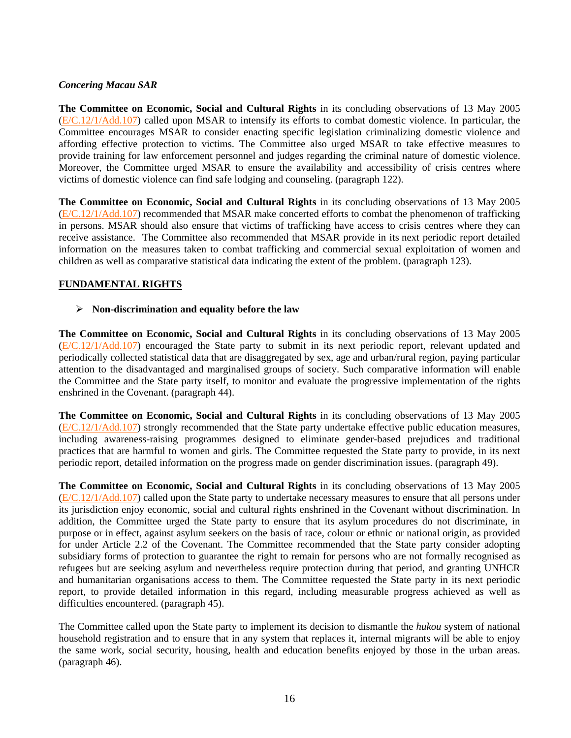*Concering Macau SAR*

**The Committee on Economic, Social and Cultural Rights** in its concluding observations of 13 May 2005 (E/C.12/1/Add.107) called upon MSAR to intensify its efforts to combat domestic violence. In particular, the Committee encourages MSAR to consider enacting specific legislation criminalizing domestic violence and affording effective protection to victims. The Committee also urged MSAR to take effective measures to provide training for law enforcement personnel and judges regarding the criminal nature of domestic violence. Moreover, the Committee urged MSAR to ensure the availability and accessibility of crisis centres where victims of domestic violence can find safe lodging and counseling. (paragraph 122).

**The Committee on Economic, Social and Cultural Rights** in its concluding observations of 13 May 2005 (E/C.12/1/Add.107) recommended that MSAR make concerted efforts to combat the phenomenon of trafficking in persons. MSAR should also ensure that victims of trafficking have access to crisis centres where they can receive assistance. The Committee also recommended that MSAR provide in its next periodic report detailed information on the measures taken to combat trafficking and commercial sexual exploitation of women and children as well as comparative statistical data indicating the extent of the problem. (paragraph 123).

## FUNDAMENTAL RIGHTS

- **Non-discrimination and equality before the law**

**The Committee on Economic, Social and Cultural Rights** in its concluding observations of 13 May 2005 (E/C.12/1/Add.107) encouraged the State party to submit in its next periodic report, relevant updated and periodically collected statistical data that are disaggregated by sex, age and urban/rural region, paying particular attention to the disadvantaged and marginalised groups of society. Such comparative information will enable the Committee and the State party itself, to monitor and evaluate the progressive implementation of the rights enshrined in the Covenant. (paragraph 44).

**The Committee on Economic, Social and Cultural Rights** in its concluding observations of 13 May 2005 (E/C.12/1/Add.107) strongly recommended that the State party undertake effective public education measures, including awareness-raising programmes designed to eliminate gender-based prejudices and traditional practices that are harmful to women and girls. The Committee requested the State party to provide, in its next periodic report, detailed information on the progress made on gender discrimination issues. (paragraph 49).

**The Committee on Economic, Social and Cultural Rights** in its concluding observations of 13 May 2005 (E/C.12/1/Add.107) called upon the State party to undertake necessary measures to ensure that all persons under its jurisdiction enjoy economic, social and cultural rights enshrined in the Covenant without discrimination. In addition, the Committee urged the State party to ensure that its asylum procedures do not discriminate, in purpose or in effect, against asylum seekers on the basis of race, colour or ethnic or national origin, as provided for under Article 2.2 of the Covenant. The Committee recommended that the State party consider adopting subsidiary forms of protection to guarantee the right to remain for persons who are not formally recognised as refugees but are seeking asylum and nevertheless require protection during that period, and granting UNHCR and humanitarian organisations access to them. The Committee requested the State party in its next periodic report, to provide detailed information in this regard, including measurable progress achieved as well as difficulties encountered. (paragraph 45).

The Committee called upon the State party to implement its decision to dismantle the *hukou* system of national household registration and to ensure that in any system that replaces it, internal migrants will be able to enjoy the same work, social security, housing, health and education benefits enjoyed by those in the urban areas. (paragraph 46).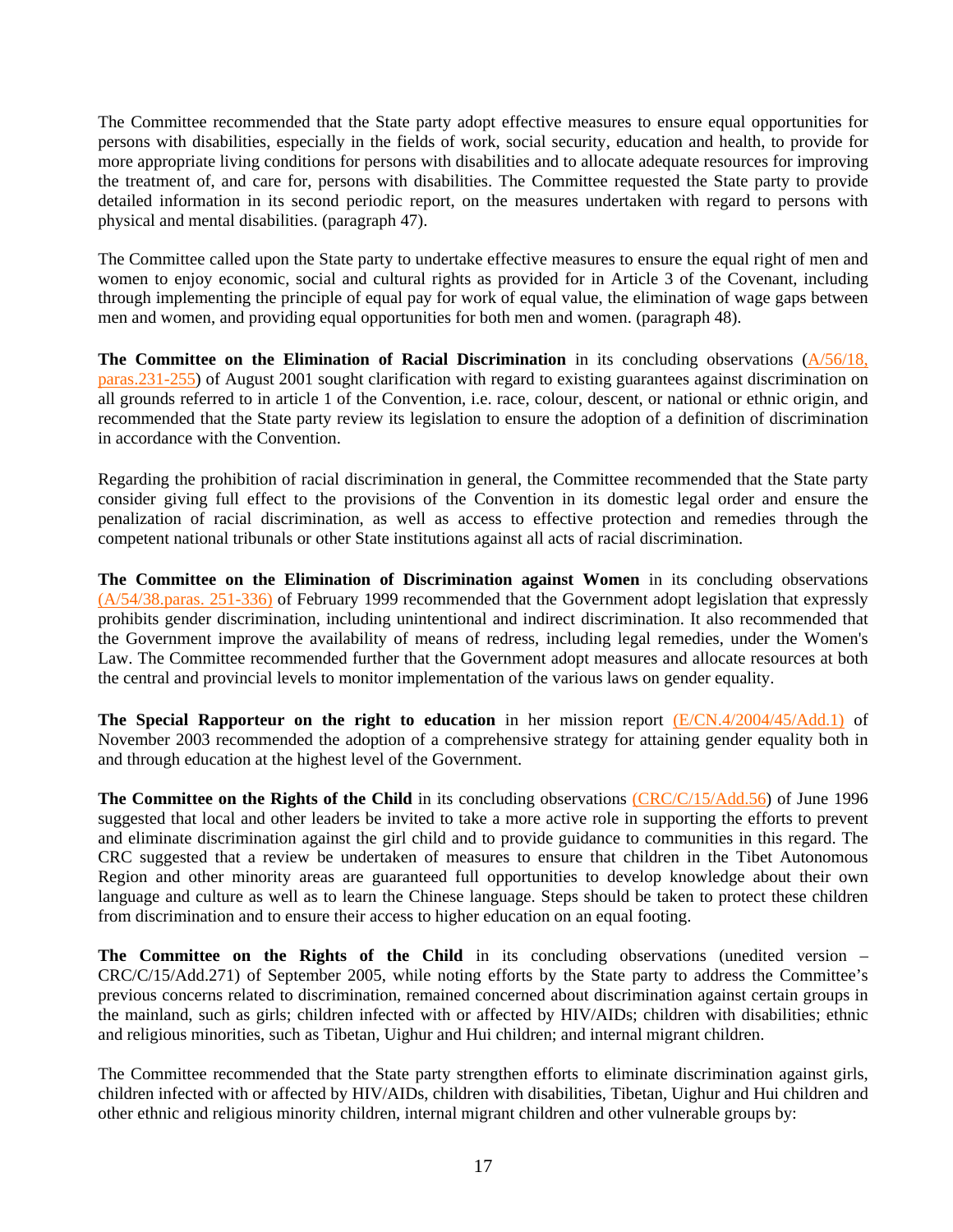The Committee recommended that the State party adopt effective measures to ensure equal opportunities for persons with disabilities, especially in the fields of work, social security, education and health, to provide for more appropriate living conditions for persons with disabilities and to allocate adequate resources for improving the treatment of, and care for, persons with disabilities. The Committee requested the State party to provide detailed information in its second periodic report, on the measures undertaken with regard to persons with physical and mental disabilities. (paragraph 47).

The Committee called upon the State party to undertake effective measures to ensure the equal right of men and women to enjoy economic, social and cultural rights as provided for in Article 3 of the Covenant, including through implementing the principle of equal pay for work of equal value, the elimination of wage gaps between men and women, and providing equal opportunities for both men and women. (paragraph 48).

**The Committee on the Elimination of Racial Discrimination** in its concluding observations (A/56/18, paras.231-255) of August 2001 sought clarification with regard to existing guarantees against discrimination on all grounds referred to in article 1 of the Convention, i.e. race, colour, descent, or national or ethnic origin, and recommended that the State party review its legislation to ensure the adoption of a definition of discrimination in accordance with the Convention.

Regarding the prohibition of racial discrimination in general, the Committee recommended that the State party consider giving full effect to the provisions of the Convention in its domestic legal order and ensure the penalization of racial discrimination, as well as access to effective protection and remedies through the competent national tribunals or other State institutions against all acts of racial discrimination.

**The Committee on the Elimination of Discrimination against Women** in its concluding observations (A/54/38.paras. 251-336) of February 1999 recommended that the Government adopt legislation that expressly prohibits gender discrimination, including unintentional and indirect discrimination. It also recommended that the Government improve the availability of means of redress, including legal remedies, under the Women's Law. The Committee recommended further that the Government adopt measures and allocate resources at both the central and provincial levels to monitor implementation of the various laws on gender equality.

**The Special Rapporteur on the right to education** in her mission report (E/CN.4/2004/45/Add.1) of November 2003 recommended the adoption of a comprehensive strategy for attaining gender equality both in and through education at the highest level of the Government.

**The Committee on the Rights of the Child** in its concluding observations (CRC/C/15/Add.56) of June 1996 suggested that local and other leaders be invited to take a more active role in supporting the efforts to prevent and eliminate discrimination against the girl child and to provide guidance to communities in this regard. The CRC suggested that a review be undertaken of measures to ensure that children in the Tibet Autonomous Region and other minority areas are guaranteed full opportunities to develop knowledge about their own language and culture as well as to learn the Chinese language. Steps should be taken to protect these children from discrimination and to ensure their access to higher education on an equal footing.

**The Committee on the Rights of the Child** in its concluding observations (unedited version – CRC/C/15/Add.271) of September 2005, while noting efforts by the State party to address the Committee's previous concerns related to discrimination, remained concerned about discrimination against certain groups in the mainland, such as girls; children infected with or affected by HIV/AIDs; children with disabilities; ethnic and religious minorities, such as Tibetan, Uighur and Hui children; and internal migrant children.

The Committee recommended that the State party strengthen efforts to eliminate discrimination against girls, children infected with or affected by HIV/AIDs, children with disabilities, Tibetan, Uighur and Hui children and other ethnic and religious minority children, internal migrant children and other vulnerable groups by: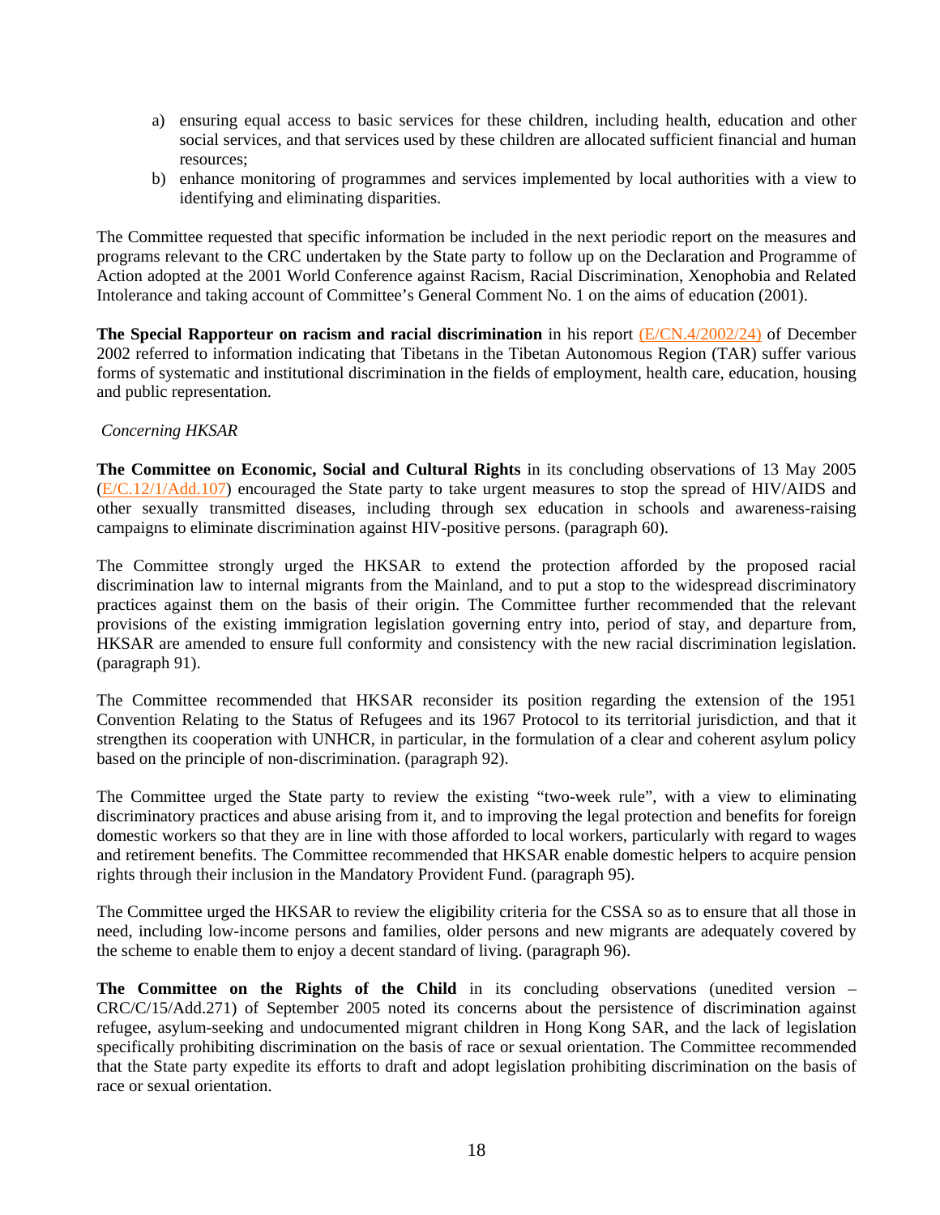a) ensuring equal access to basic services for these children, including health, education and other social services, and that services used by these children are allocated sufficient financial and human resources;
b) enhance monitoring of programmes and services implemented by local authorities with a view to identifying and eliminating disparities.

The Committee requested that specific information be included in the next periodic report on the measures and programs relevant to the CRC undertaken by the State party to follow up on the Declaration and Programme of Action adopted at the 2001 World Conference against Racism, Racial Discrimination, Xenophobia and Related Intolerance and taking account of Committee's General Comment No. 1 on the aims of education (2001).

**The Special Rapporteur on racism and racial discrimination** in his report (E/CN.4/2002/24) of December 2002 referred to information indicating that Tibetans in the Tibetan Autonomous Region (TAR) suffer various forms of systematic and institutional discrimination in the fields of employment, health care, education, housing and public representation.

*Concerning HKSAR*

**The Committee on Economic, Social and Cultural Rights** in its concluding observations of 13 May 2005 (E/C.12/1/Add.107) encouraged the State party to take urgent measures to stop the spread of HIV/AIDS and other sexually transmitted diseases, including through sex education in schools and awareness-raising campaigns to eliminate discrimination against HIV-positive persons. (paragraph 60).

The Committee strongly urged the HKSAR to extend the protection afforded by the proposed racial discrimination law to internal migrants from the Mainland, and to put a stop to the widespread discriminatory practices against them on the basis of their origin. The Committee further recommended that the relevant provisions of the existing immigration legislation governing entry into, period of stay, and departure from, HKSAR are amended to ensure full conformity and consistency with the new racial discrimination legislation. (paragraph 91).

The Committee recommended that HKSAR reconsider its position regarding the extension of the 1951 Convention Relating to the Status of Refugees and its 1967 Protocol to its territorial jurisdiction, and that it strengthen its cooperation with UNHCR, in particular, in the formulation of a clear and coherent asylum policy based on the principle of non-discrimination. (paragraph 92).

The Committee urged the State party to review the existing "two-week rule", with a view to eliminating discriminatory practices and abuse arising from it, and to improving the legal protection and benefits for foreign domestic workers so that they are in line with those afforded to local workers, particularly with regard to wages and retirement benefits. The Committee recommended that HKSAR enable domestic helpers to acquire pension rights through their inclusion in the Mandatory Provident Fund. (paragraph 95).

The Committee urged the HKSAR to review the eligibility criteria for the CSSA so as to ensure that all those in need, including low-income persons and families, older persons and new migrants are adequately covered by the scheme to enable them to enjoy a decent standard of living. (paragraph 96).

**The Committee on the Rights of the Child** in its concluding observations (unedited version – CRC/C/15/Add.271) of September 2005 noted its concerns about the persistence of discrimination against refugee, asylum-seeking and undocumented migrant children in Hong Kong SAR, and the lack of legislation specifically prohibiting discrimination on the basis of race or sexual orientation. The Committee recommended that the State party expedite its efforts to draft and adopt legislation prohibiting discrimination on the basis of race or sexual orientation.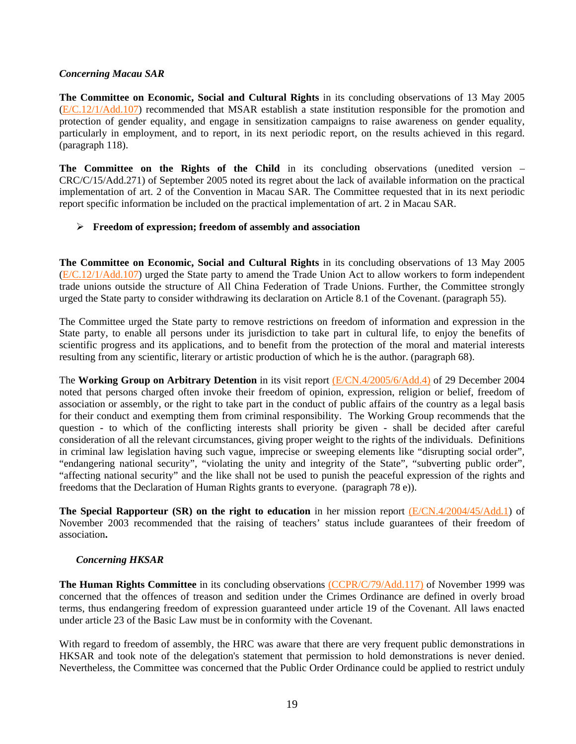*Concerning Macau SAR*

**The Committee on Economic, Social and Cultural Rights** in its concluding observations of 13 May 2005 (E/C.12/1/Add.107) recommended that MSAR establish a state institution responsible for the promotion and protection of gender equality, and engage in sensitization campaigns to raise awareness on gender equality, particularly in employment, and to report, in its next periodic report, on the results achieved in this regard. (paragraph 118).

**The Committee on the Rights of the Child** in its concluding observations (unedited version – CRC/C/15/Add.271) of September 2005 noted its regret about the lack of available information on the practical implementation of art. 2 of the Convention in Macau SAR. The Committee requested that in its next periodic report specific information be included on the practical implementation of art. 2 in Macau SAR.

- **Freedom of expression; freedom of assembly and association**

**The Committee on Economic, Social and Cultural Rights** in its concluding observations of 13 May 2005 (E/C.12/1/Add.107) urged the State party to amend the Trade Union Act to allow workers to form independent trade unions outside the structure of All China Federation of Trade Unions. Further, the Committee strongly urged the State party to consider withdrawing its declaration on Article 8.1 of the Covenant. (paragraph 55).

The Committee urged the State party to remove restrictions on freedom of information and expression in the State party, to enable all persons under its jurisdiction to take part in cultural life, to enjoy the benefits of scientific progress and its applications, and to benefit from the protection of the moral and material interests resulting from any scientific, literary or artistic production of which he is the author. (paragraph 68).

The **Working Group on Arbitrary Detention** in its visit report (E/CN.4/2005/6/Add.4) of 29 December 2004 noted that persons charged often invoke their freedom of opinion, expression, religion or belief, freedom of association or assembly, or the right to take part in the conduct of public affairs of the country as a legal basis for their conduct and exempting them from criminal responsibility. The Working Group recommends that the question - to which of the conflicting interests shall priority be given - shall be decided after careful consideration of all the relevant circumstances, giving proper weight to the rights of the individuals. Definitions in criminal law legislation having such vague, imprecise or sweeping elements like "disrupting social order", "endangering national security", "violating the unity and integrity of the State", "subverting public order", "affecting national security" and the like shall not be used to punish the peaceful expression of the rights and freedoms that the Declaration of Human Rights grants to everyone. (paragraph 78 e)).

**The Special Rapporteur (SR) on the right to education** in her mission report (E/CN.4/2004/45/Add.1) of November 2003 recommended that the raising of teachers' status include guarantees of their freedom of association**.**

*Concerning HKSAR*

**The Human Rights Committee** in its concluding observations (CCPR/C/79/Add.117) of November 1999 was concerned that the offences of treason and sedition under the Crimes Ordinance are defined in overly broad terms, thus endangering freedom of expression guaranteed under article 19 of the Covenant. All laws enacted under article 23 of the Basic Law must be in conformity with the Covenant.

With regard to freedom of assembly, the HRC was aware that there are very frequent public demonstrations in HKSAR and took note of the delegation's statement that permission to hold demonstrations is never denied. Nevertheless, the Committee was concerned that the Public Order Ordinance could be applied to restrict unduly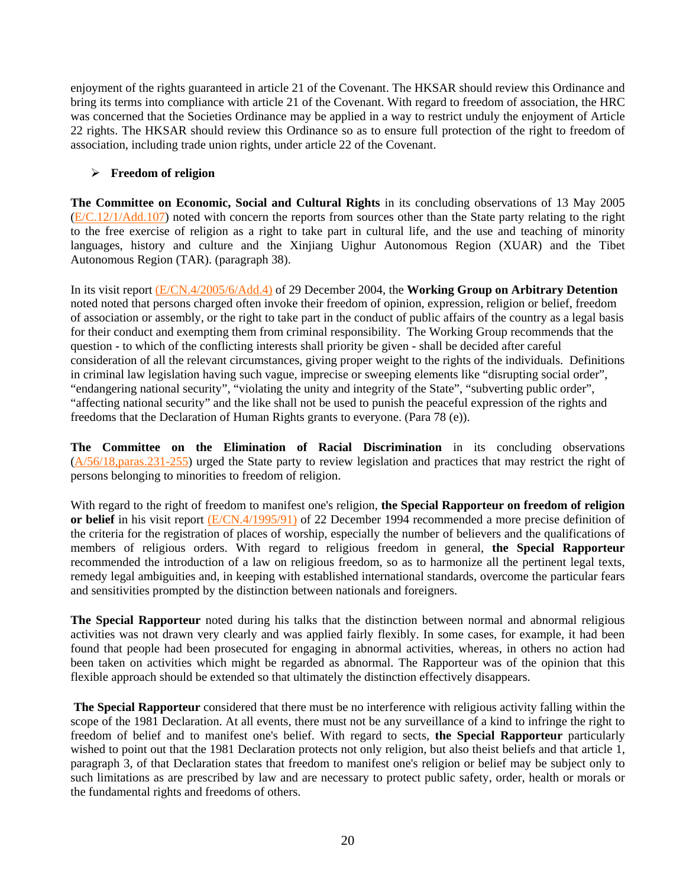enjoyment of the rights guaranteed in article 21 of the Covenant. The HKSAR should review this Ordinance and bring its terms into compliance with article 21 of the Covenant. With regard to freedom of association, the HRC was concerned that the Societies Ordinance may be applied in a way to restrict unduly the enjoyment of Article 22 rights. The HKSAR should review this Ordinance so as to ensure full protection of the right to freedom of association, including trade union rights, under article 22 of the Covenant.

- **Freedom of religion**

**The Committee on Economic, Social and Cultural Rights** in its concluding observations of 13 May 2005 (E/C.12/1/Add.107) noted with concern the reports from sources other than the State party relating to the right to the free exercise of religion as a right to take part in cultural life, and the use and teaching of minority languages, history and culture and the Xinjiang Uighur Autonomous Region (XUAR) and the Tibet Autonomous Region (TAR). (paragraph 38).

In its visit report (E/CN.4/2005/6/Add.4) of 29 December 2004, the **Working Group on Arbitrary Detention** noted noted that persons charged often invoke their freedom of opinion, expression, religion or belief, freedom of association or assembly, or the right to take part in the conduct of public affairs of the country as a legal basis for their conduct and exempting them from criminal responsibility. The Working Group recommends that the question - to which of the conflicting interests shall priority be given - shall be decided after careful consideration of all the relevant circumstances, giving proper weight to the rights of the individuals. Definitions in criminal law legislation having such vague, imprecise or sweeping elements like “disrupting social order”, “endangering national security”, “violating the unity and integrity of the State”, “subverting public order”, “affecting national security” and the like shall not be used to punish the peaceful expression of the rights and freedoms that the Declaration of Human Rights grants to everyone. (Para 78 (e)).

**The Committee on the Elimination of Racial Discrimination** in its concluding observations (A/56/18,paras.231-255) urged the State party to review legislation and practices that may restrict the right of persons belonging to minorities to freedom of religion.

With regard to the right of freedom to manifest one's religion, **the Special Rapporteur on freedom of religion or belief** in his visit report (E/CN.4/1995/91) of 22 December 1994 recommended a more precise definition of the criteria for the registration of places of worship, especially the number of believers and the qualifications of members of religious orders. With regard to religious freedom in general, **the Special Rapporteur** recommended the introduction of a law on religious freedom, so as to harmonize all the pertinent legal texts, remedy legal ambiguities and, in keeping with established international standards, overcome the particular fears and sensitivities prompted by the distinction between nationals and foreigners.

**The Special Rapporteur** noted during his talks that the distinction between normal and abnormal religious activities was not drawn very clearly and was applied fairly flexibly. In some cases, for example, it had been found that people had been prosecuted for engaging in abnormal activities, whereas, in others no action had been taken on activities which might be regarded as abnormal. The Rapporteur was of the opinion that this flexible approach should be extended so that ultimately the distinction effectively disappears.

**The Special Rapporteur** considered that there must be no interference with religious activity falling within the scope of the 1981 Declaration. At all events, there must not be any surveillance of a kind to infringe the right to freedom of belief and to manifest one's belief. With regard to sects, **the Special Rapporteur** particularly wished to point out that the 1981 Declaration protects not only religion, but also theist beliefs and that article 1, paragraph 3, of that Declaration states that freedom to manifest one's religion or belief may be subject only to such limitations as are prescribed by law and are necessary to protect public safety, order, health or morals or the fundamental rights and freedoms of others.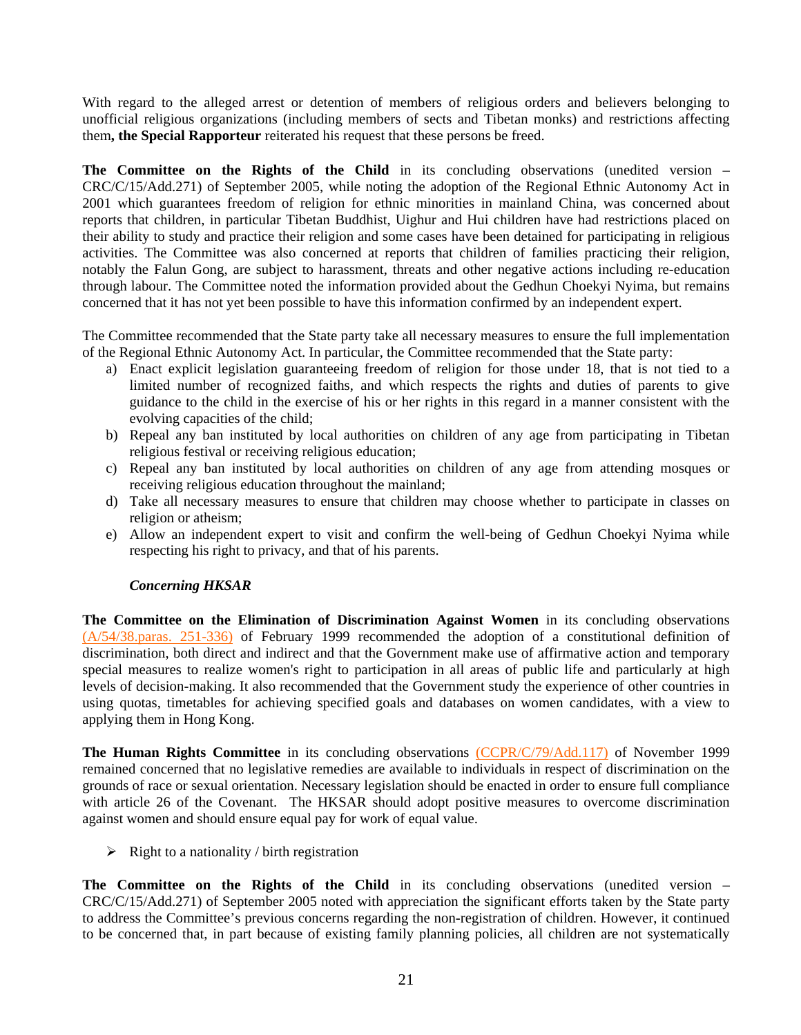With regard to the alleged arrest or detention of members of religious orders and believers belonging to unofficial religious organizations (including members of sects and Tibetan monks) and restrictions affecting them**, the Special Rapporteur** reiterated his request that these persons be freed.

**The Committee on the Rights of the Child** in its concluding observations (unedited version – CRC/C/15/Add.271) of September 2005, while noting the adoption of the Regional Ethnic Autonomy Act in 2001 which guarantees freedom of religion for ethnic minorities in mainland China, was concerned about reports that children, in particular Tibetan Buddhist, Uighur and Hui children have had restrictions placed on their ability to study and practice their religion and some cases have been detained for participating in religious activities. The Committee was also concerned at reports that children of families practicing their religion, notably the Falun Gong, are subject to harassment, threats and other negative actions including re-education through labour. The Committee noted the information provided about the Gedhun Choekyi Nyima, but remains concerned that it has not yet been possible to have this information confirmed by an independent expert.

The Committee recommended that the State party take all necessary measures to ensure the full implementation of the Regional Ethnic Autonomy Act. In particular, the Committee recommended that the State party:

a) Enact explicit legislation guaranteeing freedom of religion for those under 18, that is not tied to a limited number of recognized faiths, and which respects the rights and duties of parents to give guidance to the child in the exercise of his or her rights in this regard in a manner consistent with the evolving capacities of the child;
b) Repeal any ban instituted by local authorities on children of any age from participating in Tibetan religious festival or receiving religious education;
c) Repeal any ban instituted by local authorities on children of any age from attending mosques or receiving religious education throughout the mainland;
d) Take all necessary measures to ensure that children may choose whether to participate in classes on religion or atheism;
e) Allow an independent expert to visit and confirm the well-being of Gedhun Choekyi Nyima while respecting his right to privacy, and that of his parents.

***Concerning HKSAR***

**The Committee on the Elimination of Discrimination Against Women** in its concluding observations (A/54/38.paras. 251-336) of February 1999 recommended the adoption of a constitutional definition of discrimination, both direct and indirect and that the Government make use of affirmative action and temporary special measures to realize women's right to participation in all areas of public life and particularly at high levels of decision-making. It also recommended that the Government study the experience of other countries in using quotas, timetables for achieving specified goals and databases on women candidates, with a view to applying them in Hong Kong.

**The Human Rights Committee** in its concluding observations (CCPR/C/79/Add.117) of November 1999 remained concerned that no legislative remedies are available to individuals in respect of discrimination on the grounds of race or sexual orientation. Necessary legislation should be enacted in order to ensure full compliance with article 26 of the Covenant. The HKSAR should adopt positive measures to overcome discrimination against women and should ensure equal pay for work of equal value.

- Right to a nationality / birth registration

**The Committee on the Rights of the Child** in its concluding observations (unedited version – CRC/C/15/Add.271) of September 2005 noted with appreciation the significant efforts taken by the State party to address the Committee's previous concerns regarding the non-registration of children. However, it continued to be concerned that, in part because of existing family planning policies, all children are not systematically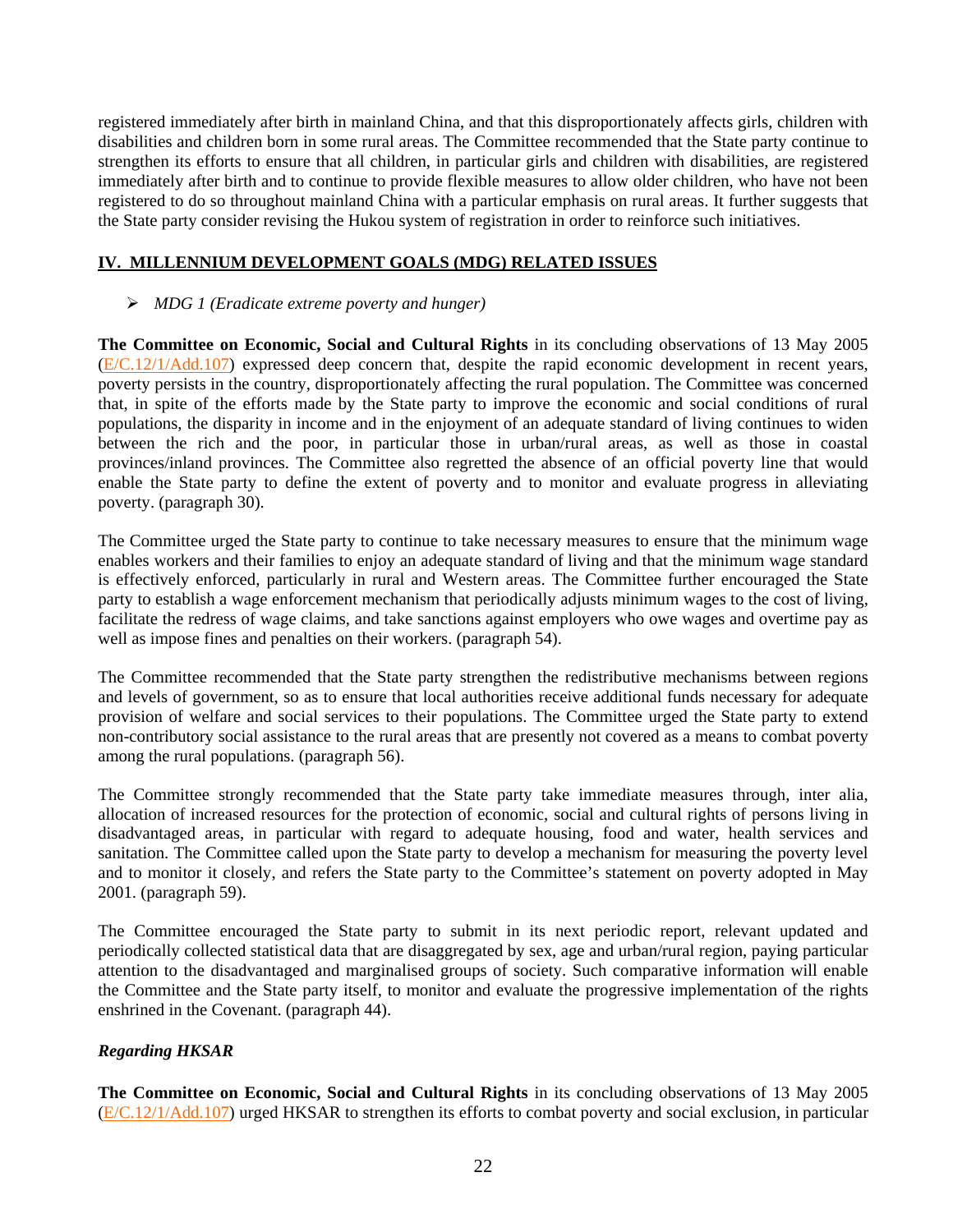registered immediately after birth in mainland China, and that this disproportionately affects girls, children with disabilities and children born in some rural areas. The Committee recommended that the State party continue to strengthen its efforts to ensure that all children, in particular girls and children with disabilities, are registered immediately after birth and to continue to provide flexible measures to allow older children, who have not been registered to do so throughout mainland China with a particular emphasis on rural areas. It further suggests that the State party consider revising the Hukou system of registration in order to reinforce such initiatives.

## IV. MILLENNIUM DEVELOPMENT GOALS (MDG) RELATED ISSUES

- *MDG 1 (Eradicate extreme poverty and hunger)*

**The Committee on Economic, Social and Cultural Rights** in its concluding observations of 13 May 2005 (E/C.12/1/Add.107) expressed deep concern that, despite the rapid economic development in recent years, poverty persists in the country, disproportionately affecting the rural population. The Committee was concerned that, in spite of the efforts made by the State party to improve the economic and social conditions of rural populations, the disparity in income and in the enjoyment of an adequate standard of living continues to widen between the rich and the poor, in particular those in urban/rural areas, as well as those in coastal provinces/inland provinces. The Committee also regretted the absence of an official poverty line that would enable the State party to define the extent of poverty and to monitor and evaluate progress in alleviating poverty. (paragraph 30).

The Committee urged the State party to continue to take necessary measures to ensure that the minimum wage enables workers and their families to enjoy an adequate standard of living and that the minimum wage standard is effectively enforced, particularly in rural and Western areas. The Committee further encouraged the State party to establish a wage enforcement mechanism that periodically adjusts minimum wages to the cost of living, facilitate the redress of wage claims, and take sanctions against employers who owe wages and overtime pay as well as impose fines and penalties on their workers. (paragraph 54).

The Committee recommended that the State party strengthen the redistributive mechanisms between regions and levels of government, so as to ensure that local authorities receive additional funds necessary for adequate provision of welfare and social services to their populations. The Committee urged the State party to extend non-contributory social assistance to the rural areas that are presently not covered as a means to combat poverty among the rural populations. (paragraph 56).

The Committee strongly recommended that the State party take immediate measures through, inter alia, allocation of increased resources for the protection of economic, social and cultural rights of persons living in disadvantaged areas, in particular with regard to adequate housing, food and water, health services and sanitation. The Committee called upon the State party to develop a mechanism for measuring the poverty level and to monitor it closely, and refers the State party to the Committee's statement on poverty adopted in May 2001. (paragraph 59).

The Committee encouraged the State party to submit in its next periodic report, relevant updated and periodically collected statistical data that are disaggregated by sex, age and urban/rural region, paying particular attention to the disadvantaged and marginalised groups of society. Such comparative information will enable the Committee and the State party itself, to monitor and evaluate the progressive implementation of the rights enshrined in the Covenant. (paragraph 44).

***Regarding HKSAR***

**The Committee on Economic, Social and Cultural Rights** in its concluding observations of 13 May 2005 (E/C.12/1/Add.107) urged HKSAR to strengthen its efforts to combat poverty and social exclusion, in particular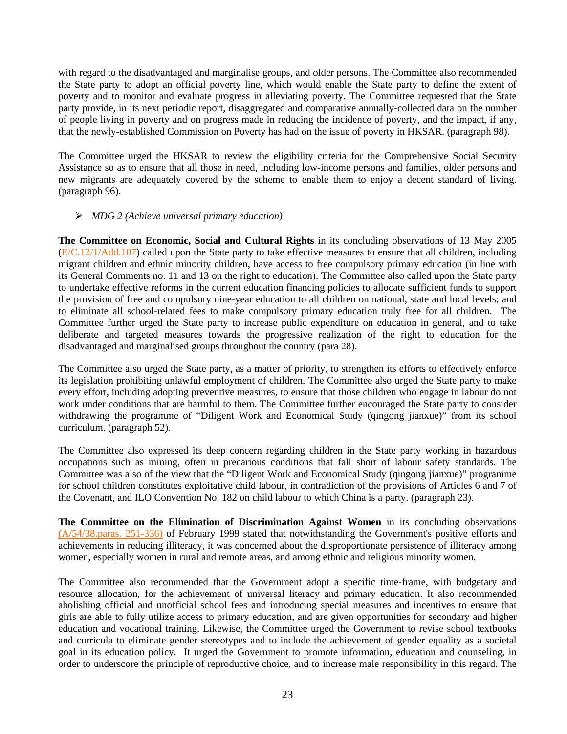with regard to the disadvantaged and marginalise groups, and older persons. The Committee also recommended the State party to adopt an official poverty line, which would enable the State party to define the extent of poverty and to monitor and evaluate progress in alleviating poverty. The Committee requested that the State party provide, in its next periodic report, disaggregated and comparative annually-collected data on the number of people living in poverty and on progress made in reducing the incidence of poverty, and the impact, if any, that the newly-established Commission on Poverty has had on the issue of poverty in HKSAR. (paragraph 98).

The Committee urged the HKSAR to review the eligibility criteria for the Comprehensive Social Security Assistance so as to ensure that all those in need, including low-income persons and families, older persons and new migrants are adequately covered by the scheme to enable them to enjoy a decent standard of living. (paragraph 96).

- *MDG 2 (Achieve universal primary education)*

**The Committee on Economic, Social and Cultural Rights** in its concluding observations of 13 May 2005 (E/C.12/1/Add.107) called upon the State party to take effective measures to ensure that all children, including migrant children and ethnic minority children, have access to free compulsory primary education (in line with its General Comments no. 11 and 13 on the right to education). The Committee also called upon the State party to undertake effective reforms in the current education financing policies to allocate sufficient funds to support the provision of free and compulsory nine-year education to all children on national, state and local levels; and to eliminate all school-related fees to make compulsory primary education truly free for all children. The Committee further urged the State party to increase public expenditure on education in general, and to take deliberate and targeted measures towards the progressive realization of the right to education for the disadvantaged and marginalised groups throughout the country (para 28).

The Committee also urged the State party, as a matter of priority, to strengthen its efforts to effectively enforce its legislation prohibiting unlawful employment of children. The Committee also urged the State party to make every effort, including adopting preventive measures, to ensure that those children who engage in labour do not work under conditions that are harmful to them. The Committee further encouraged the State party to consider withdrawing the programme of "Diligent Work and Economical Study (qingong jianxue)" from its school curriculum. (paragraph 52).

The Committee also expressed its deep concern regarding children in the State party working in hazardous occupations such as mining, often in precarious conditions that fall short of labour safety standards. The Committee was also of the view that the "Diligent Work and Economical Study (qingong jianxue)" programme for school children constitutes exploitative child labour, in contradiction of the provisions of Articles 6 and 7 of the Covenant, and ILO Convention No. 182 on child labour to which China is a party. (paragraph 23).

**The Committee on the Elimination of Discrimination Against Women** in its concluding observations (A/54/38.paras. 251-336) of February 1999 stated that notwithstanding the Government's positive efforts and achievements in reducing illiteracy, it was concerned about the disproportionate persistence of illiteracy among women, especially women in rural and remote areas, and among ethnic and religious minority women.

The Committee also recommended that the Government adopt a specific time-frame, with budgetary and resource allocation, for the achievement of universal literacy and primary education. It also recommended abolishing official and unofficial school fees and introducing special measures and incentives to ensure that girls are able to fully utilize access to primary education, and are given opportunities for secondary and higher education and vocational training. Likewise, the Committee urged the Government to revise school textbooks and curricula to eliminate gender stereotypes and to include the achievement of gender equality as a societal goal in its education policy. It urged the Government to promote information, education and counseling, in order to underscore the principle of reproductive choice, and to increase male responsibility in this regard. The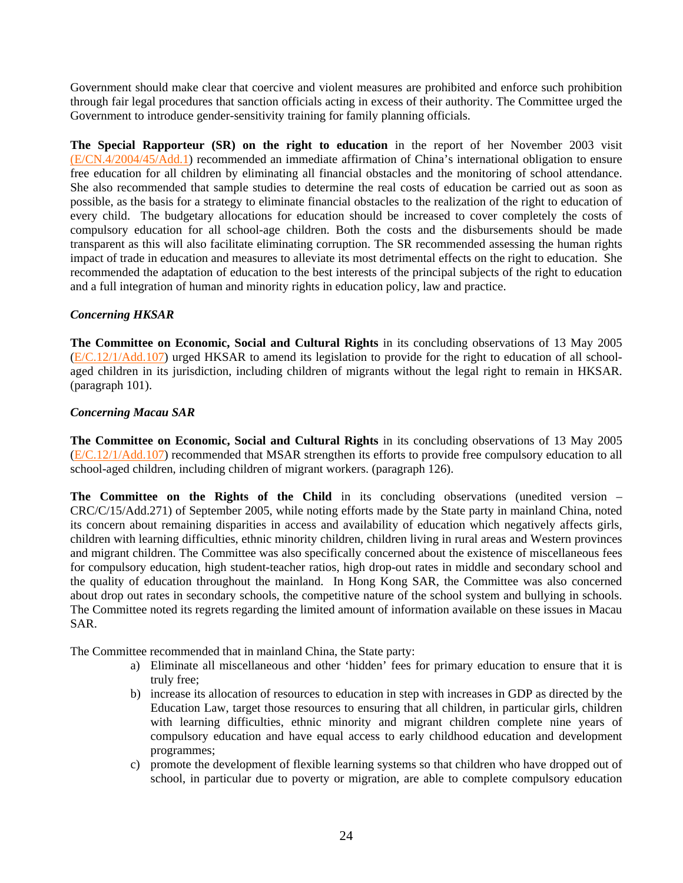Government should make clear that coercive and violent measures are prohibited and enforce such prohibition through fair legal procedures that sanction officials acting in excess of their authority. The Committee urged the Government to introduce gender-sensitivity training for family planning officials.

**The Special Rapporteur (SR) on the right to education** in the report of her November 2003 visit (E/CN.4/2004/45/Add.1) recommended an immediate affirmation of China's international obligation to ensure free education for all children by eliminating all financial obstacles and the monitoring of school attendance. She also recommended that sample studies to determine the real costs of education be carried out as soon as possible, as the basis for a strategy to eliminate financial obstacles to the realization of the right to education of every child. The budgetary allocations for education should be increased to cover completely the costs of compulsory education for all school-age children. Both the costs and the disbursements should be made transparent as this will also facilitate eliminating corruption. The SR recommended assessing the human rights impact of trade in education and measures to alleviate its most detrimental effects on the right to education. She recommended the adaptation of education to the best interests of the principal subjects of the right to education and a full integration of human and minority rights in education policy, law and practice.

***Concerning HKSAR***

**The Committee on Economic, Social and Cultural Rights** in its concluding observations of 13 May 2005 (E/C.12/1/Add.107) urged HKSAR to amend its legislation to provide for the right to education of all school-aged children in its jurisdiction, including children of migrants without the legal right to remain in HKSAR. (paragraph 101).

***Concerning Macau SAR***

**The Committee on Economic, Social and Cultural Rights** in its concluding observations of 13 May 2005 (E/C.12/1/Add.107) recommended that MSAR strengthen its efforts to provide free compulsory education to all school-aged children, including children of migrant workers. (paragraph 126).

**The Committee on the Rights of the Child** in its concluding observations (unedited version – CRC/C/15/Add.271) of September 2005, while noting efforts made by the State party in mainland China, noted its concern about remaining disparities in access and availability of education which negatively affects girls, children with learning difficulties, ethnic minority children, children living in rural areas and Western provinces and migrant children. The Committee was also specifically concerned about the existence of miscellaneous fees for compulsory education, high student-teacher ratios, high drop-out rates in middle and secondary school and the quality of education throughout the mainland. In Hong Kong SAR, the Committee was also concerned about drop out rates in secondary schools, the competitive nature of the school system and bullying in schools. The Committee noted its regrets regarding the limited amount of information available on these issues in Macau SAR.

The Committee recommended that in mainland China, the State party:

a) Eliminate all miscellaneous and other 'hidden' fees for primary education to ensure that it is truly free;
b) increase its allocation of resources to education in step with increases in GDP as directed by the Education Law, target those resources to ensuring that all children, in particular girls, children with learning difficulties, ethnic minority and migrant children complete nine years of compulsory education and have equal access to early childhood education and development programmes;
c) promote the development of flexible learning systems so that children who have dropped out of school, in particular due to poverty or migration, are able to complete compulsory education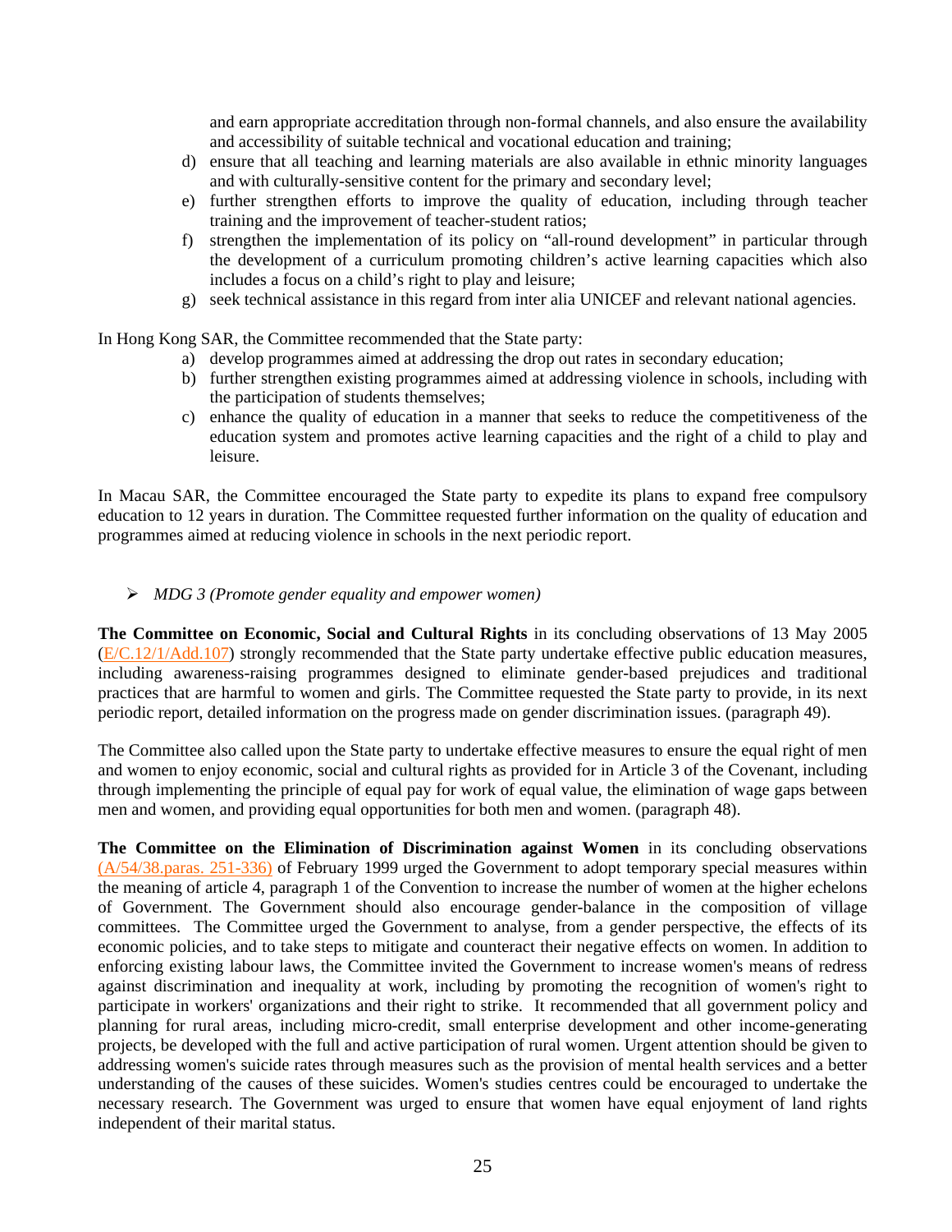and earn appropriate accreditation through non-formal channels, and also ensure the availability and accessibility of suitable technical and vocational education and training;

d) ensure that all teaching and learning materials are also available in ethnic minority languages and with culturally-sensitive content for the primary and secondary level;
e) further strengthen efforts to improve the quality of education, including through teacher training and the improvement of teacher-student ratios;
f) strengthen the implementation of its policy on "all-round development" in particular through the development of a curriculum promoting children's active learning capacities which also includes a focus on a child's right to play and leisure;
g) seek technical assistance in this regard from inter alia UNICEF and relevant national agencies.

In Hong Kong SAR, the Committee recommended that the State party:

a) develop programmes aimed at addressing the drop out rates in secondary education;
b) further strengthen existing programmes aimed at addressing violence in schools, including with the participation of students themselves;
c) enhance the quality of education in a manner that seeks to reduce the competitiveness of the education system and promotes active learning capacities and the right of a child to play and leisure.

In Macau SAR, the Committee encouraged the State party to expedite its plans to expand free compulsory education to 12 years in duration. The Committee requested further information on the quality of education and programmes aimed at reducing violence in schools in the next periodic report.

- *MDG 3 (Promote gender equality and empower women)*

**The Committee on Economic, Social and Cultural Rights** in its concluding observations of 13 May 2005 (E/C.12/1/Add.107) strongly recommended that the State party undertake effective public education measures, including awareness-raising programmes designed to eliminate gender-based prejudices and traditional practices that are harmful to women and girls. The Committee requested the State party to provide, in its next periodic report, detailed information on the progress made on gender discrimination issues. (paragraph 49).

The Committee also called upon the State party to undertake effective measures to ensure the equal right of men and women to enjoy economic, social and cultural rights as provided for in Article 3 of the Covenant, including through implementing the principle of equal pay for work of equal value, the elimination of wage gaps between men and women, and providing equal opportunities for both men and women. (paragraph 48).

**The Committee on the Elimination of Discrimination against Women** in its concluding observations (A/54/38.paras. 251-336) of February 1999 urged the Government to adopt temporary special measures within the meaning of article 4, paragraph 1 of the Convention to increase the number of women at the higher echelons of Government. The Government should also encourage gender-balance in the composition of village committees. The Committee urged the Government to analyse, from a gender perspective, the effects of its economic policies, and to take steps to mitigate and counteract their negative effects on women. In addition to enforcing existing labour laws, the Committee invited the Government to increase women's means of redress against discrimination and inequality at work, including by promoting the recognition of women's right to participate in workers' organizations and their right to strike. It recommended that all government policy and planning for rural areas, including micro-credit, small enterprise development and other income-generating projects, be developed with the full and active participation of rural women. Urgent attention should be given to addressing women's suicide rates through measures such as the provision of mental health services and a better understanding of the causes of these suicides. Women's studies centres could be encouraged to undertake the necessary research. The Government was urged to ensure that women have equal enjoyment of land rights independent of their marital status.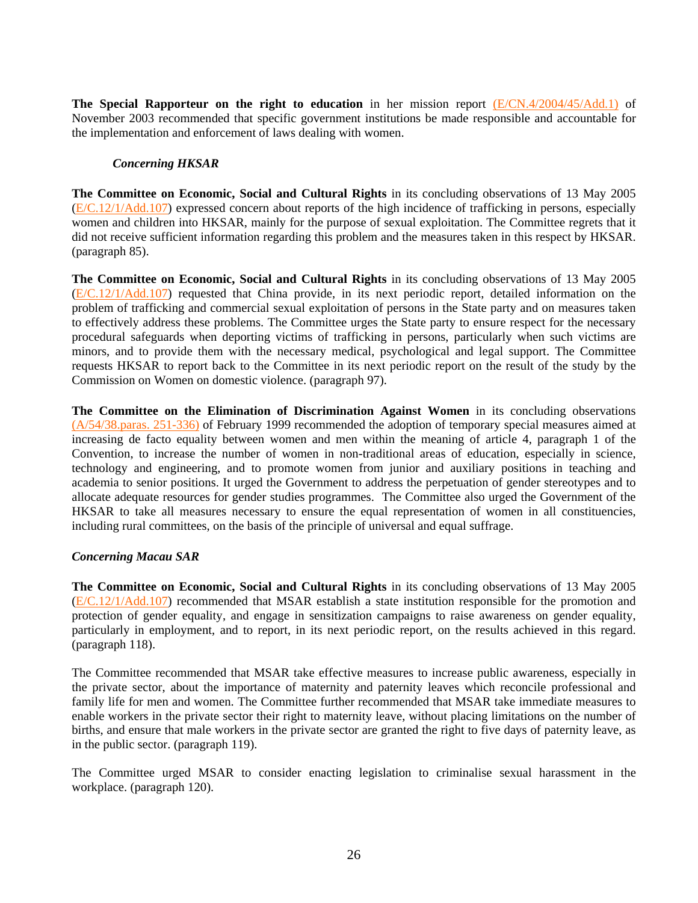**The Special Rapporteur on the right to education** in her mission report (E/CN.4/2004/45/Add.1) of November 2003 recommended that specific government institutions be made responsible and accountable for the implementation and enforcement of laws dealing with women.

### *Concerning HKSAR*

**The Committee on Economic, Social and Cultural Rights** in its concluding observations of 13 May 2005 (E/C.12/1/Add.107) expressed concern about reports of the high incidence of trafficking in persons, especially women and children into HKSAR, mainly for the purpose of sexual exploitation. The Committee regrets that it did not receive sufficient information regarding this problem and the measures taken in this respect by HKSAR. (paragraph 85).

**The Committee on Economic, Social and Cultural Rights** in its concluding observations of 13 May 2005 (E/C.12/1/Add.107) requested that China provide, in its next periodic report, detailed information on the problem of trafficking and commercial sexual exploitation of persons in the State party and on measures taken to effectively address these problems. The Committee urges the State party to ensure respect for the necessary procedural safeguards when deporting victims of trafficking in persons, particularly when such victims are minors, and to provide them with the necessary medical, psychological and legal support. The Committee requests HKSAR to report back to the Committee in its next periodic report on the result of the study by the Commission on Women on domestic violence. (paragraph 97).

**The Committee on the Elimination of Discrimination Against Women** in its concluding observations (A/54/38.paras. 251-336) of February 1999 recommended the adoption of temporary special measures aimed at increasing de facto equality between women and men within the meaning of article 4, paragraph 1 of the Convention, to increase the number of women in non-traditional areas of education, especially in science, technology and engineering, and to promote women from junior and auxiliary positions in teaching and academia to senior positions. It urged the Government to address the perpetuation of gender stereotypes and to allocate adequate resources for gender studies programmes. The Committee also urged the Government of the HKSAR to take all measures necessary to ensure the equal representation of women in all constituencies, including rural committees, on the basis of the principle of universal and equal suffrage.

### *Concerning Macau SAR*

**The Committee on Economic, Social and Cultural Rights** in its concluding observations of 13 May 2005 (E/C.12/1/Add.107) recommended that MSAR establish a state institution responsible for the promotion and protection of gender equality, and engage in sensitization campaigns to raise awareness on gender equality, particularly in employment, and to report, in its next periodic report, on the results achieved in this regard. (paragraph 118).

The Committee recommended that MSAR take effective measures to increase public awareness, especially in the private sector, about the importance of maternity and paternity leaves which reconcile professional and family life for men and women. The Committee further recommended that MSAR take immediate measures to enable workers in the private sector their right to maternity leave, without placing limitations on the number of births, and ensure that male workers in the private sector are granted the right to five days of paternity leave, as in the public sector. (paragraph 119).

The Committee urged MSAR to consider enacting legislation to criminalise sexual harassment in the workplace. (paragraph 120).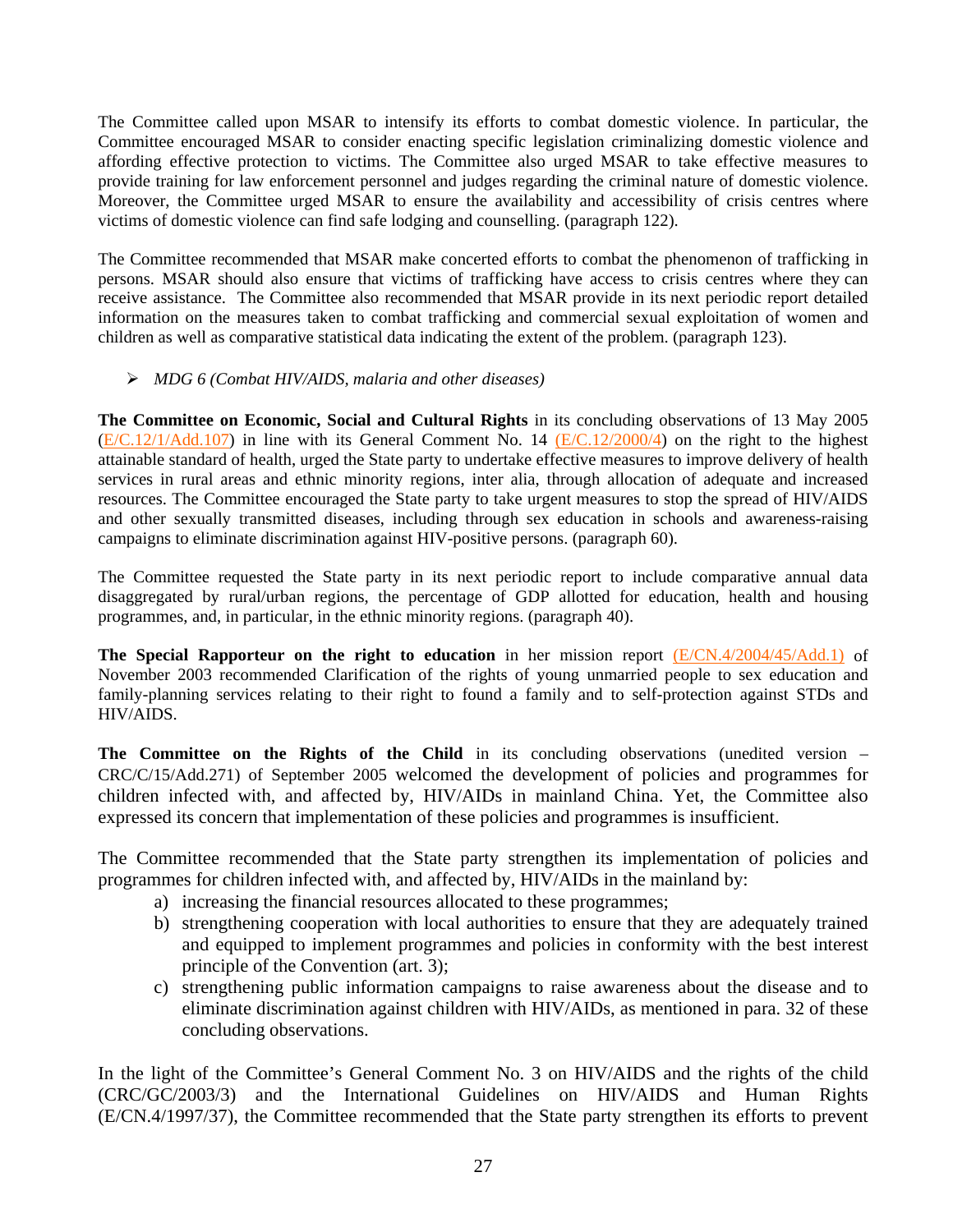The Committee called upon MSAR to intensify its efforts to combat domestic violence. In particular, the Committee encouraged MSAR to consider enacting specific legislation criminalizing domestic violence and affording effective protection to victims. The Committee also urged MSAR to take effective measures to provide training for law enforcement personnel and judges regarding the criminal nature of domestic violence. Moreover, the Committee urged MSAR to ensure the availability and accessibility of crisis centres where victims of domestic violence can find safe lodging and counselling. (paragraph 122).

The Committee recommended that MSAR make concerted efforts to combat the phenomenon of trafficking in persons. MSAR should also ensure that victims of trafficking have access to crisis centres where they can receive assistance. The Committee also recommended that MSAR provide in its next periodic report detailed information on the measures taken to combat trafficking and commercial sexual exploitation of women and children as well as comparative statistical data indicating the extent of the problem. (paragraph 123).

- *MDG 6 (Combat HIV/AIDS, malaria and other diseases)*

**The Committee on Economic, Social and Cultural Rights** in its concluding observations of 13 May 2005 (E/C.12/1/Add.107) in line with its General Comment No. 14 (E/C.12/2000/4) on the right to the highest attainable standard of health, urged the State party to undertake effective measures to improve delivery of health services in rural areas and ethnic minority regions, inter alia, through allocation of adequate and increased resources. The Committee encouraged the State party to take urgent measures to stop the spread of HIV/AIDS and other sexually transmitted diseases, including through sex education in schools and awareness-raising campaigns to eliminate discrimination against HIV-positive persons. (paragraph 60).

The Committee requested the State party in its next periodic report to include comparative annual data disaggregated by rural/urban regions, the percentage of GDP allotted for education, health and housing programmes, and, in particular, in the ethnic minority regions. (paragraph 40).

**The Special Rapporteur on the right to education** in her mission report (E/CN.4/2004/45/Add.1) of November 2003 recommended Clarification of the rights of young unmarried people to sex education and family-planning services relating to their right to found a family and to self-protection against STDs and HIV/AIDS.

**The Committee on the Rights of the Child** in its concluding observations (unedited version – CRC/C/15/Add.271) of September 2005 welcomed the development of policies and programmes for children infected with, and affected by, HIV/AIDs in mainland China. Yet, the Committee also expressed its concern that implementation of these policies and programmes is insufficient.

The Committee recommended that the State party strengthen its implementation of policies and programmes for children infected with, and affected by, HIV/AIDs in the mainland by:

a) increasing the financial resources allocated to these programmes;
b) strengthening cooperation with local authorities to ensure that they are adequately trained and equipped to implement programmes and policies in conformity with the best interest principle of the Convention (art. 3);
c) strengthening public information campaigns to raise awareness about the disease and to eliminate discrimination against children with HIV/AIDs, as mentioned in para. 32 of these concluding observations.

In the light of the Committee's General Comment No. 3 on HIV/AIDS and the rights of the child (CRC/GC/2003/3) and the International Guidelines on HIV/AIDS and Human Rights (E/CN.4/1997/37), the Committee recommended that the State party strengthen its efforts to prevent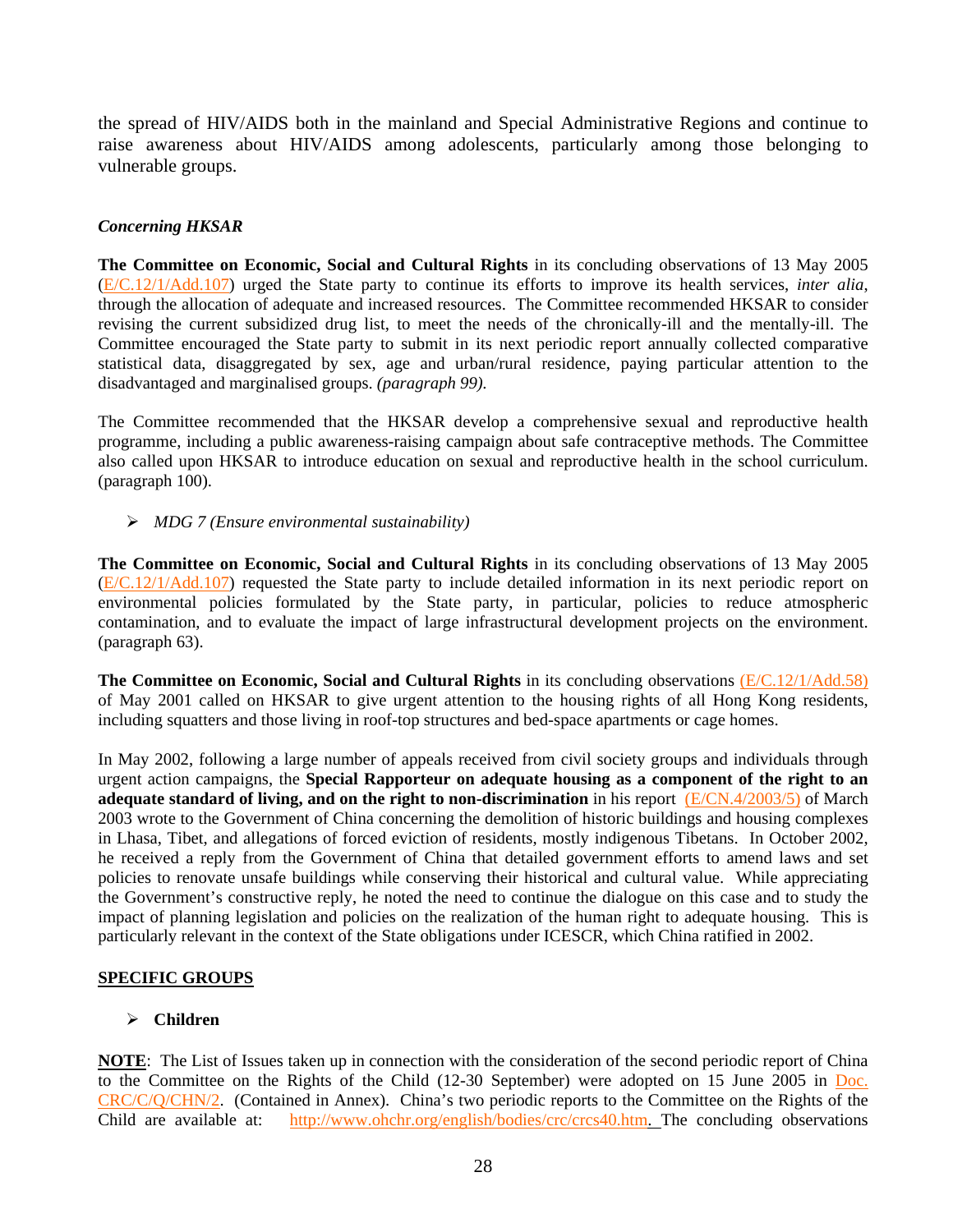the spread of HIV/AIDS both in the mainland and Special Administrative Regions and continue to raise awareness about HIV/AIDS among adolescents, particularly among those belonging to vulnerable groups.

***Concerning HKSAR***

**The Committee on Economic, Social and Cultural Rights** in its concluding observations of 13 May 2005 (E/C.12/1/Add.107) urged the State party to continue its efforts to improve its health services, *inter alia*, through the allocation of adequate and increased resources. The Committee recommended HKSAR to consider revising the current subsidized drug list, to meet the needs of the chronically-ill and the mentally-ill. The Committee encouraged the State party to submit in its next periodic report annually collected comparative statistical data, disaggregated by sex, age and urban/rural residence, paying particular attention to the disadvantaged and marginalised groups. *(paragraph 99).*

The Committee recommended that the HKSAR develop a comprehensive sexual and reproductive health programme, including a public awareness-raising campaign about safe contraceptive methods. The Committee also called upon HKSAR to introduce education on sexual and reproductive health in the school curriculum. (paragraph 100).

- *MDG 7 (Ensure environmental sustainability)*

**The Committee on Economic, Social and Cultural Rights** in its concluding observations of 13 May 2005 (E/C.12/1/Add.107) requested the State party to include detailed information in its next periodic report on environmental policies formulated by the State party, in particular, policies to reduce atmospheric contamination, and to evaluate the impact of large infrastructural development projects on the environment. (paragraph 63).

**The Committee on Economic, Social and Cultural Rights** in its concluding observations (E/C.12/1/Add.58) of May 2001 called on HKSAR to give urgent attention to the housing rights of all Hong Kong residents, including squatters and those living in roof-top structures and bed-space apartments or cage homes.

In May 2002, following a large number of appeals received from civil society groups and individuals through urgent action campaigns, the **Special Rapporteur on adequate housing as a component of the right to an adequate standard of living, and on the right to non-discrimination** in his report (E/CN.4/2003/5) of March 2003 wrote to the Government of China concerning the demolition of historic buildings and housing complexes in Lhasa, Tibet, and allegations of forced eviction of residents, mostly indigenous Tibetans. In October 2002, he received a reply from the Government of China that detailed government efforts to amend laws and set policies to renovate unsafe buildings while conserving their historical and cultural value. While appreciating the Government's constructive reply, he noted the need to continue the dialogue on this case and to study the impact of planning legislation and policies on the realization of the human right to adequate housing. This is particularly relevant in the context of the State obligations under ICESCR, which China ratified in 2002.

## SPECIFIC GROUPS

- **Children**

**NOTE**: The List of Issues taken up in connection with the consideration of the second periodic report of China to the Committee on the Rights of the Child (12-30 September) were adopted on 15 June 2005 in Doc. CRC/C/Q/CHN/2. (Contained in Annex). China's two periodic reports to the Committee on the Rights of the Child are available at: http://www.ohchr.org/english/bodies/crc/crcs40.htm. The concluding observations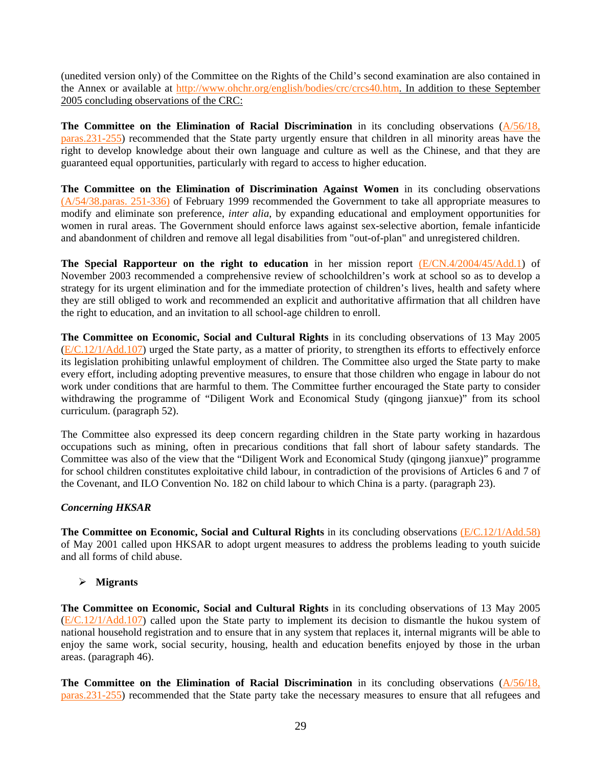(unedited version only) of the Committee on the Rights of the Child's second examination are also contained in the Annex or available at http://www.ohchr.org/english/bodies/crc/crcs40.htm. In addition to these September 2005 concluding observations of the CRC:

**The Committee on the Elimination of Racial Discrimination** in its concluding observations (A/56/18, paras.231-255) recommended that the State party urgently ensure that children in all minority areas have the right to develop knowledge about their own language and culture as well as the Chinese, and that they are guaranteed equal opportunities, particularly with regard to access to higher education.

**The Committee on the Elimination of Discrimination Against Women** in its concluding observations (A/54/38.paras. 251-336) of February 1999 recommended the Government to take all appropriate measures to modify and eliminate son preference, *inter alia*, by expanding educational and employment opportunities for women in rural areas. The Government should enforce laws against sex-selective abortion, female infanticide and abandonment of children and remove all legal disabilities from "out-of-plan" and unregistered children.

**The Special Rapporteur on the right to education** in her mission report (E/CN.4/2004/45/Add.1) of November 2003 recommended a comprehensive review of schoolchildren's work at school so as to develop a strategy for its urgent elimination and for the immediate protection of children's lives, health and safety where they are still obliged to work and recommended an explicit and authoritative affirmation that all children have the right to education, and an invitation to all school-age children to enroll.

**The Committee on Economic, Social and Cultural Rights** in its concluding observations of 13 May 2005 (E/C.12/1/Add.107) urged the State party, as a matter of priority, to strengthen its efforts to effectively enforce its legislation prohibiting unlawful employment of children. The Committee also urged the State party to make every effort, including adopting preventive measures, to ensure that those children who engage in labour do not work under conditions that are harmful to them. The Committee further encouraged the State party to consider withdrawing the programme of "Diligent Work and Economical Study (qingong jianxue)" from its school curriculum. (paragraph 52).

The Committee also expressed its deep concern regarding children in the State party working in hazardous occupations such as mining, often in precarious conditions that fall short of labour safety standards. The Committee was also of the view that the "Diligent Work and Economical Study (qingong jianxue)" programme for school children constitutes exploitative child labour, in contradiction of the provisions of Articles 6 and 7 of the Covenant, and ILO Convention No. 182 on child labour to which China is a party. (paragraph 23).

***Concerning HKSAR***

**The Committee on Economic, Social and Cultural Rights** in its concluding observations (E/C.12/1/Add.58) of May 2001 called upon HKSAR to adopt urgent measures to address the problems leading to youth suicide and all forms of child abuse.

- **Migrants**

**The Committee on Economic, Social and Cultural Rights** in its concluding observations of 13 May 2005 (E/C.12/1/Add.107) called upon the State party to implement its decision to dismantle the hukou system of national household registration and to ensure that in any system that replaces it, internal migrants will be able to enjoy the same work, social security, housing, health and education benefits enjoyed by those in the urban areas. (paragraph 46).

**The Committee on the Elimination of Racial Discrimination** in its concluding observations (A/56/18, paras.231-255) recommended that the State party take the necessary measures to ensure that all refugees and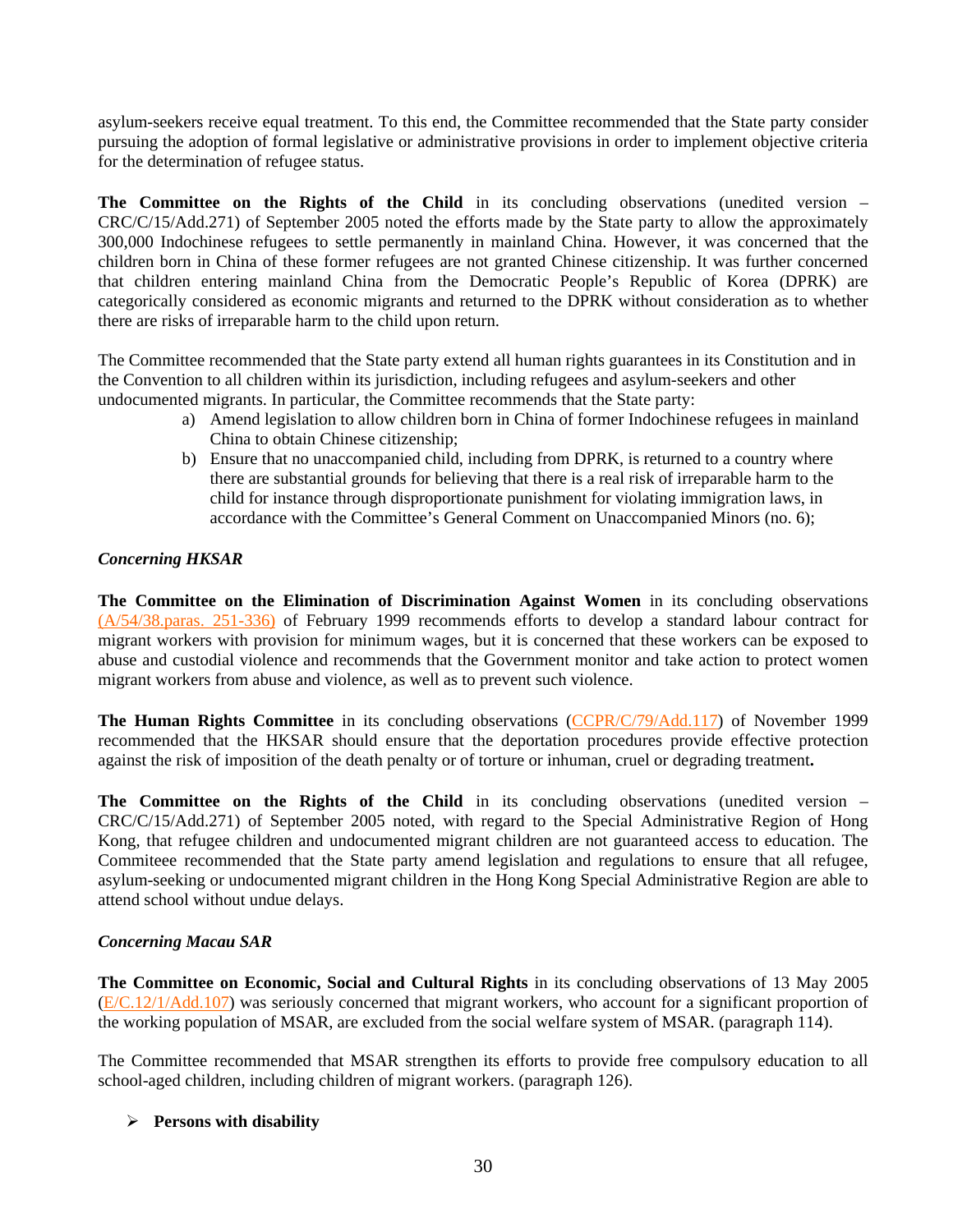asylum-seekers receive equal treatment. To this end, the Committee recommended that the State party consider pursuing the adoption of formal legislative or administrative provisions in order to implement objective criteria for the determination of refugee status.

**The Committee on the Rights of the Child** in its concluding observations (unedited version – CRC/C/15/Add.271) of September 2005 noted the efforts made by the State party to allow the approximately 300,000 Indochinese refugees to settle permanently in mainland China. However, it was concerned that the children born in China of these former refugees are not granted Chinese citizenship. It was further concerned that children entering mainland China from the Democratic People's Republic of Korea (DPRK) are categorically considered as economic migrants and returned to the DPRK without consideration as to whether there are risks of irreparable harm to the child upon return.

The Committee recommended that the State party extend all human rights guarantees in its Constitution and in the Convention to all children within its jurisdiction, including refugees and asylum-seekers and other undocumented migrants. In particular, the Committee recommends that the State party:

a) Amend legislation to allow children born in China of former Indochinese refugees in mainland China to obtain Chinese citizenship;
b) Ensure that no unaccompanied child, including from DPRK, is returned to a country where there are substantial grounds for believing that there is a real risk of irreparable harm to the child for instance through disproportionate punishment for violating immigration laws, in accordance with the Committee's General Comment on Unaccompanied Minors (no. 6);

*Concerning HKSAR*

**The Committee on the Elimination of Discrimination Against Women** in its concluding observations (A/54/38.paras. 251-336) of February 1999 recommends efforts to develop a standard labour contract for migrant workers with provision for minimum wages, but it is concerned that these workers can be exposed to abuse and custodial violence and recommends that the Government monitor and take action to protect women migrant workers from abuse and violence, as well as to prevent such violence.

**The Human Rights Committee** in its concluding observations (CCPR/C/79/Add.117) of November 1999 recommended that the HKSAR should ensure that the deportation procedures provide effective protection against the risk of imposition of the death penalty or of torture or inhuman, cruel or degrading treatment**.**

**The Committee on the Rights of the Child** in its concluding observations (unedited version – CRC/C/15/Add.271) of September 2005 noted, with regard to the Special Administrative Region of Hong Kong, that refugee children and undocumented migrant children are not guaranteed access to education. The Commiteee recommended that the State party amend legislation and regulations to ensure that all refugee, asylum-seeking or undocumented migrant children in the Hong Kong Special Administrative Region are able to attend school without undue delays.

*Concerning Macau SAR*

**The Committee on Economic, Social and Cultural Rights** in its concluding observations of 13 May 2005 (E/C.12/1/Add.107) was seriously concerned that migrant workers, who account for a significant proportion of the working population of MSAR, are excluded from the social welfare system of MSAR. (paragraph 114).

The Committee recommended that MSAR strengthen its efforts to provide free compulsory education to all school-aged children, including children of migrant workers. (paragraph 126).

- **Persons with disability**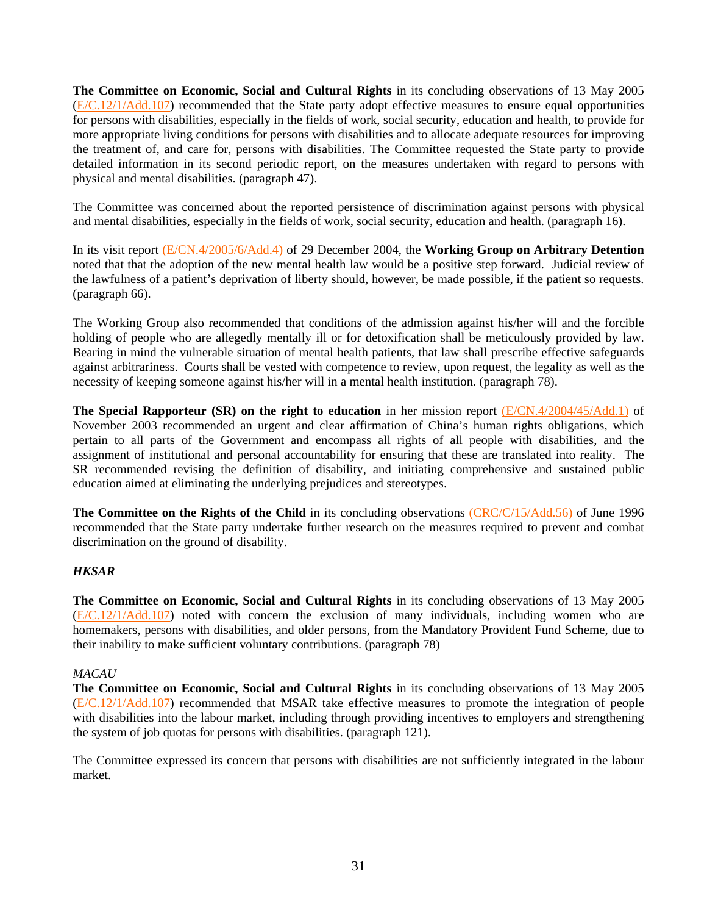**The Committee on Economic, Social and Cultural Rights** in its concluding observations of 13 May 2005 (E/C.12/1/Add.107) recommended that the State party adopt effective measures to ensure equal opportunities for persons with disabilities, especially in the fields of work, social security, education and health, to provide for more appropriate living conditions for persons with disabilities and to allocate adequate resources for improving the treatment of, and care for, persons with disabilities. The Committee requested the State party to provide detailed information in its second periodic report, on the measures undertaken with regard to persons with physical and mental disabilities. (paragraph 47).

The Committee was concerned about the reported persistence of discrimination against persons with physical and mental disabilities, especially in the fields of work, social security, education and health. (paragraph 16).

In its visit report (E/CN.4/2005/6/Add.4) of 29 December 2004, the **Working Group on Arbitrary Detention** noted that that the adoption of the new mental health law would be a positive step forward. Judicial review of the lawfulness of a patient's deprivation of liberty should, however, be made possible, if the patient so requests. (paragraph 66).

The Working Group also recommended that conditions of the admission against his/her will and the forcible holding of people who are allegedly mentally ill or for detoxification shall be meticulously provided by law. Bearing in mind the vulnerable situation of mental health patients, that law shall prescribe effective safeguards against arbitrariness. Courts shall be vested with competence to review, upon request, the legality as well as the necessity of keeping someone against his/her will in a mental health institution. (paragraph 78).

**The Special Rapporteur (SR) on the right to education** in her mission report (E/CN.4/2004/45/Add.1) of November 2003 recommended an urgent and clear affirmation of China's human rights obligations, which pertain to all parts of the Government and encompass all rights of all people with disabilities, and the assignment of institutional and personal accountability for ensuring that these are translated into reality. The SR recommended revising the definition of disability, and initiating comprehensive and sustained public education aimed at eliminating the underlying prejudices and stereotypes.

**The Committee on the Rights of the Child** in its concluding observations (CRC/C/15/Add.56) of June 1996 recommended that the State party undertake further research on the measures required to prevent and combat discrimination on the ground of disability.

***HKSAR***

**The Committee on Economic, Social and Cultural Rights** in its concluding observations of 13 May 2005 (E/C.12/1/Add.107) noted with concern the exclusion of many individuals, including women who are homemakers, persons with disabilities, and older persons, from the Mandatory Provident Fund Scheme, due to their inability to make sufficient voluntary contributions. (paragraph 78)

*MACAU*

**The Committee on Economic, Social and Cultural Rights** in its concluding observations of 13 May 2005 (E/C.12/1/Add.107) recommended that MSAR take effective measures to promote the integration of people with disabilities into the labour market, including through providing incentives to employers and strengthening the system of job quotas for persons with disabilities. (paragraph 121).

The Committee expressed its concern that persons with disabilities are not sufficiently integrated in the labour market.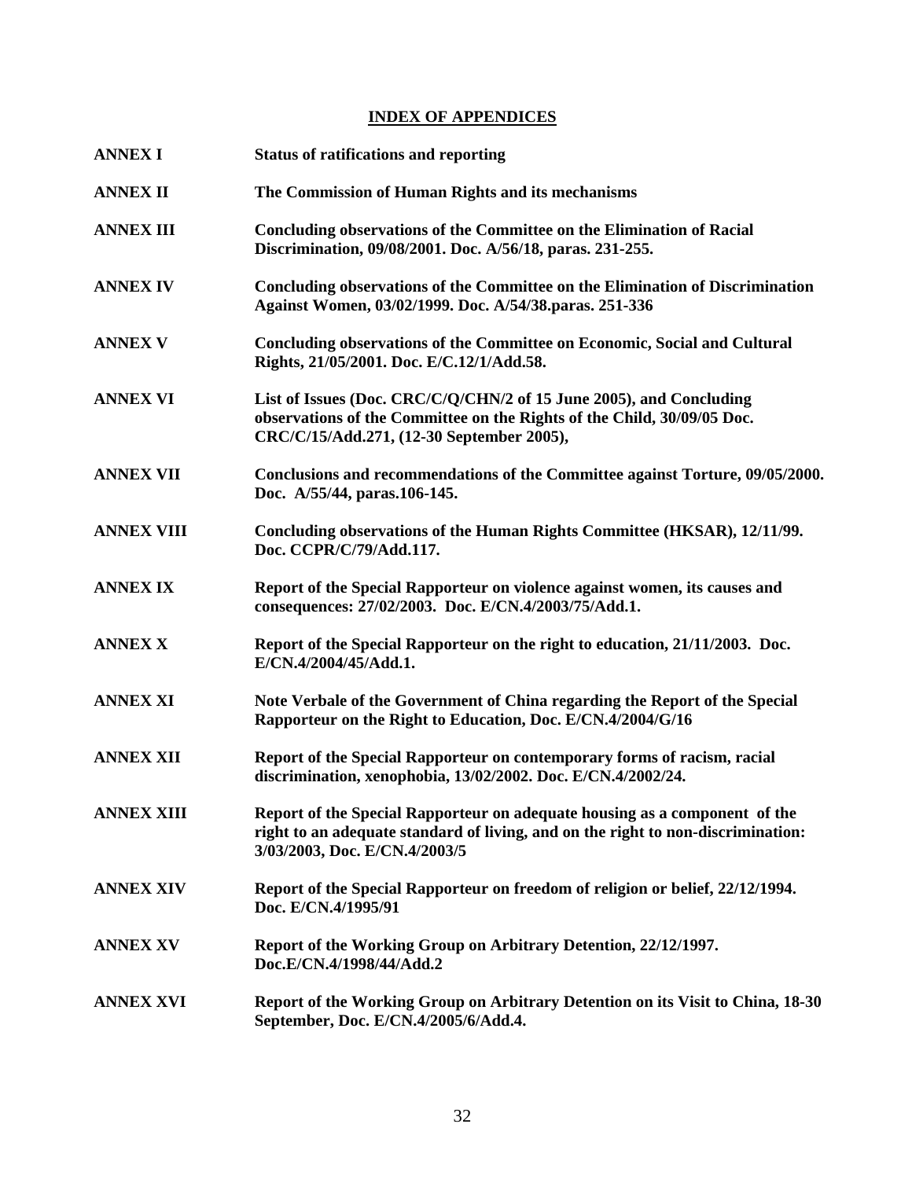## INDEX OF APPENDICES

| | |
|---|---|
| **ANNEX I** | **Status of ratifications and reporting** |
| **ANNEX II** | **The Commission of Human Rights and its mechanisms** |
| **ANNEX III** | **Concluding observations of the Committee on the Elimination of Racial Discrimination, 09/08/2001. Doc. A/56/18, paras. 231-255.** |
| **ANNEX IV** | **Concluding observations of the Committee on the Elimination of Discrimination Against Women, 03/02/1999. Doc. A/54/38.paras. 251-336** |
| **ANNEX V** | **Concluding observations of the Committee on Economic, Social and Cultural Rights, 21/05/2001. Doc. E/C.12/1/Add.58.** |
| **ANNEX VI** | **List of Issues (Doc. CRC/C/Q/CHN/2 of 15 June 2005), and Concluding observations of the Committee on the Rights of the Child, 30/09/05 Doc. CRC/C/15/Add.271, (12-30 September 2005),** |
| **ANNEX VII** | **Conclusions and recommendations of the Committee against Torture, 09/05/2000. Doc. A/55/44, paras.106-145.** |
| **ANNEX VIII** | **Concluding observations of the Human Rights Committee (HKSAR), 12/11/99. Doc. CCPR/C/79/Add.117.** |
| **ANNEX IX** | **Report of the Special Rapporteur on violence against women, its causes and consequences: 27/02/2003. Doc. E/CN.4/2003/75/Add.1.** |
| **ANNEX X** | **Report of the Special Rapporteur on the right to education, 21/11/2003. Doc. E/CN.4/2004/45/Add.1.** |
| **ANNEX XI** | **Note Verbale of the Government of China regarding the Report of the Special Rapporteur on the Right to Education, Doc. E/CN.4/2004/G/16** |
| **ANNEX XII** | **Report of the Special Rapporteur on contemporary forms of racism, racial discrimination, xenophobia, 13/02/2002. Doc. E/CN.4/2002/24.** |
| **ANNEX XIII** | **Report of the Special Rapporteur on adequate housing as a component of the right to an adequate standard of living, and on the right to non-discrimination: 3/03/2003, Doc. E/CN.4/2003/5** |
| **ANNEX XIV** | **Report of the Special Rapporteur on freedom of religion or belief, 22/12/1994. Doc. E/CN.4/1995/91** |
| **ANNEX XV** | **Report of the Working Group on Arbitrary Detention, 22/12/1997. Doc.E/CN.4/1998/44/Add.2** |
| **ANNEX XVI** | **Report of the Working Group on Arbitrary Detention on its Visit to China, 18-30 September, Doc. E/CN.4/2005/6/Add.4.** |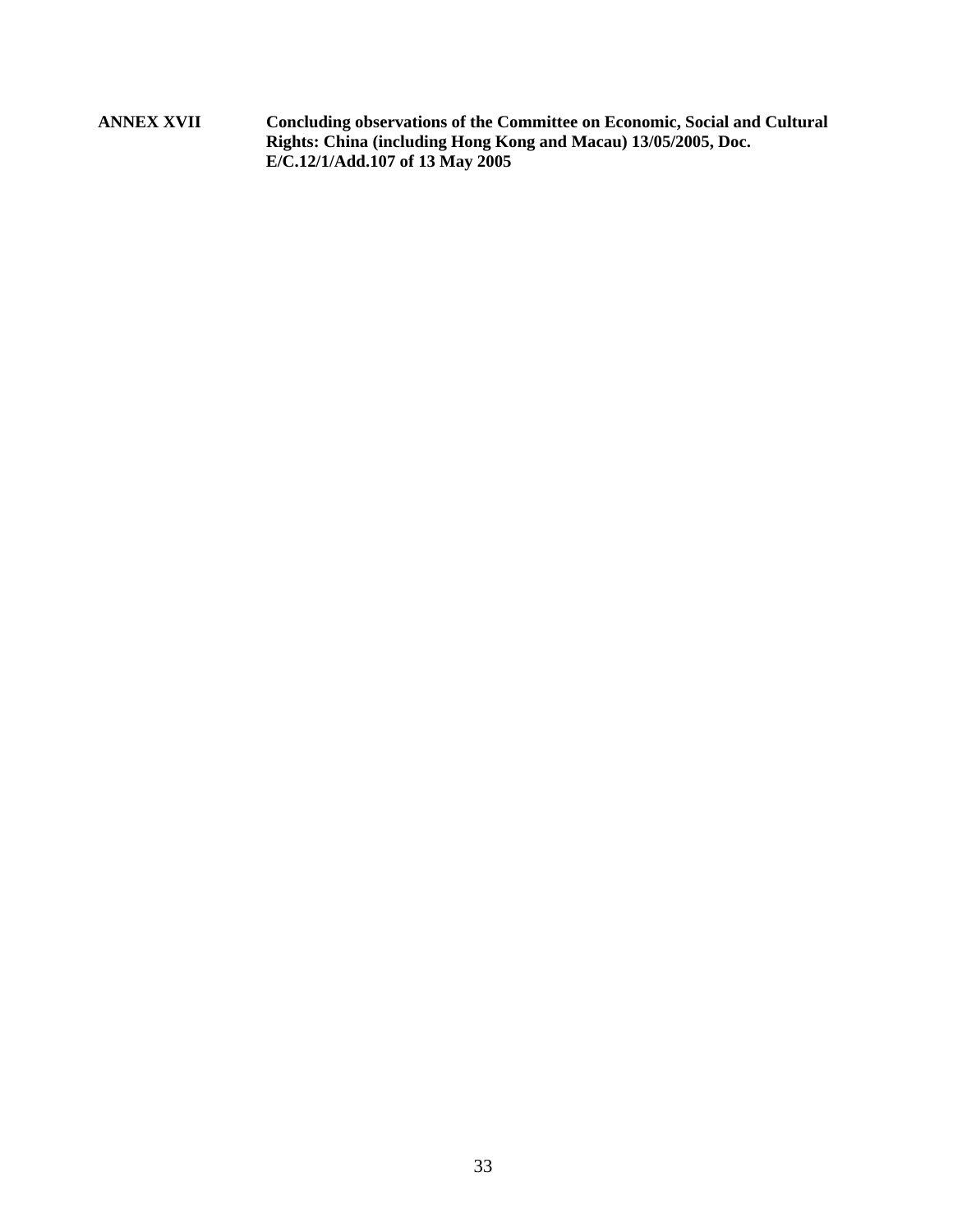**ANNEX XVII** **Concluding observations of the Committee on Economic, Social and Cultural Rights: China (including Hong Kong and Macau) 13/05/2005, Doc. E/C.12/1/Add.107 of 13 May 2005**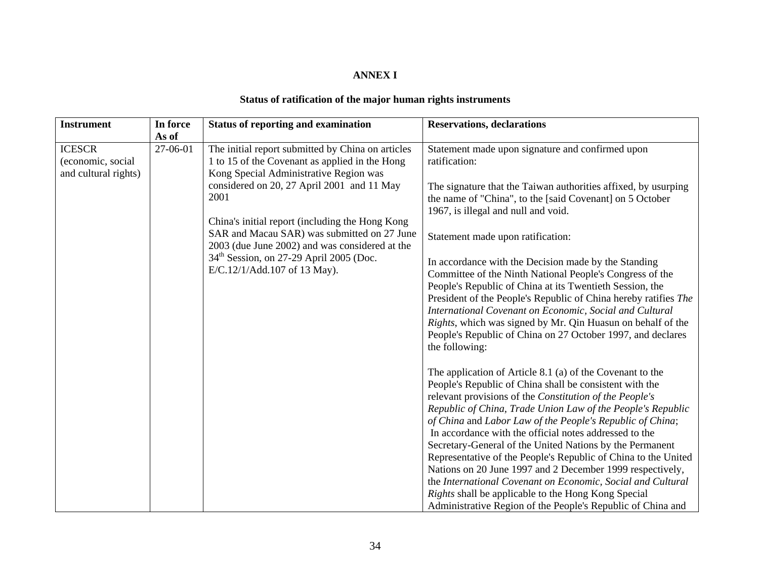**ANNEX I**

**Status of ratification of the major human rights instruments**

| **Instrument** | **In force As of** | **Status of reporting and examination** | **Reservations, declarations** |
|---|---|---|---|
| ICESCR (economic, social and cultural rights) | 27-06-01 | The initial report submitted by China on articles 1 to 15 of the Covenant as applied in the Hong Kong Special Administrative Region was considered on 20, 27 April 2001 and 11 May 2001<br><br>China's initial report (including the Hong Kong SAR and Macau SAR) was submitted on 27 June 2003 (due June 2002) and was considered at the 34th Session, on 27-29 April 2005 (Doc. E/C.12/1/Add.107 of 13 May). | Statement made upon signature and confirmed upon ratification:<br><br>The signature that the Taiwan authorities affixed, by usurping the name of "China", to the [said Covenant] on 5 October 1967, is illegal and null and void.<br><br>Statement made upon ratification:<br><br>In accordance with the Decision made by the Standing Committee of the Ninth National People's Congress of the People's Republic of China at its Twentieth Session, the President of the People's Republic of China hereby ratifies *The International Covenant on Economic, Social and Cultural Rights*, which was signed by Mr. Qin Huasun on behalf of the People's Republic of China on 27 October 1997, and declares the following:<br><br>The application of Article 8.1 (a) of the Covenant to the People's Republic of China shall be consistent with the relevant provisions of the *Constitution of the People's Republic of China*, *Trade Union Law of the People's Republic of China* and *Labor Law of the People's Republic of China*;<br>In accordance with the official notes addressed to the Secretary-General of the United Nations by the Permanent Representative of the People's Republic of China to the United Nations on 20 June 1997 and 2 December 1999 respectively, the *International Covenant on Economic, Social and Cultural Rights* shall be applicable to the Hong Kong Special Administrative Region of the People's Republic of China and |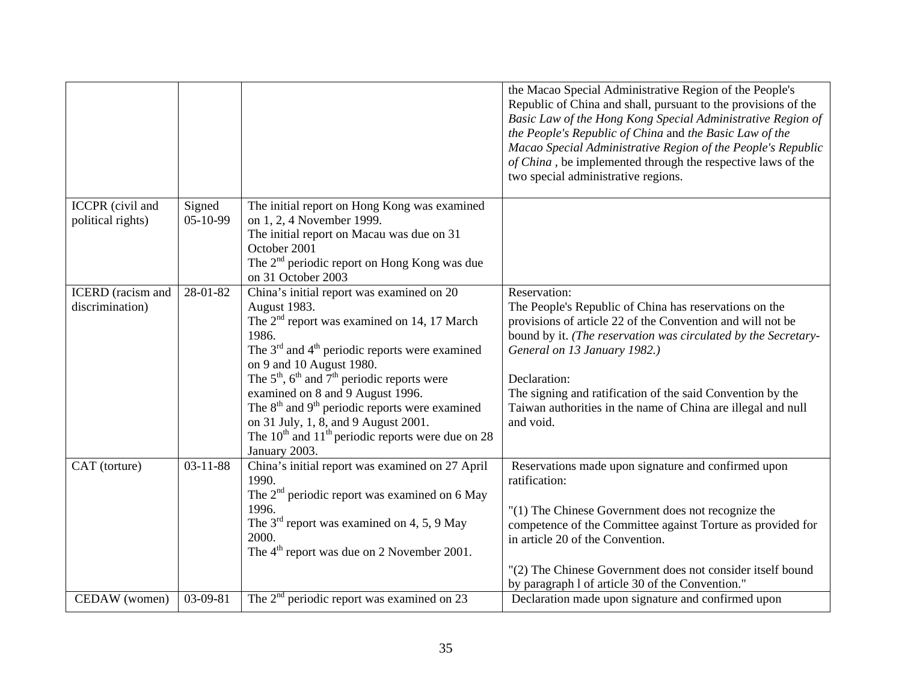| | | | |
|---|---|---|---|
| | | | the Macao Special Administrative Region of the People's Republic of China and shall, pursuant to the provisions of the *Basic Law of the Hong Kong Special Administrative Region of the People's Republic of China* and *the Basic Law of the Macao Special Administrative Region of the People's Republic of China* , be implemented through the respective laws of the two special administrative regions. |
| ICCPR (civil and political rights) | Signed 05-10-99 | The initial report on Hong Kong was examined on 1, 2, 4 November 1999.<br>The initial report on Macau was due on 31 October 2001<br>The 2nd periodic report on Hong Kong was due on 31 October 2003 | |
| ICERD (racism and discrimination) | 28-01-82 | China's initial report was examined on 20 August 1983.<br>The 2nd report was examined on 14, 17 March 1986.<br>The 3rd and 4th periodic reports were examined on 9 and 10 August 1980.<br>The 5th, 6th and 7th periodic reports were examined on 8 and 9 August 1996.<br>The 8th and 9th periodic reports were examined on 31 July, 1, 8, and 9 August 2001.<br>The 10th and 11th periodic reports were due on 28 January 2003. | Reservation:<br>The People's Republic of China has reservations on the provisions of article 22 of the Convention and will not be bound by it. *(The reservation was circulated by the Secretary-General on 13 January 1982.)*<br><br>Declaration:<br>The signing and ratification of the said Convention by the Taiwan authorities in the name of China are illegal and null and void. |
| CAT (torture) | 03-11-88 | China's initial report was examined on 27 April 1990.<br>The 2nd periodic report was examined on 6 May 1996.<br>The 3rd report was examined on 4, 5, 9 May 2000.<br>The 4th report was due on 2 November 2001. | Reservations made upon signature and confirmed upon ratification:<br><br>"(1) The Chinese Government does not recognize the competence of the Committee against Torture as provided for in article 20 of the Convention.<br><br>"(2) The Chinese Government does not consider itself bound by paragraph l of article 30 of the Convention." |
| CEDAW (women) | 03-09-81 | The 2nd periodic report was examined on 23 | Declaration made upon signature and confirmed upon |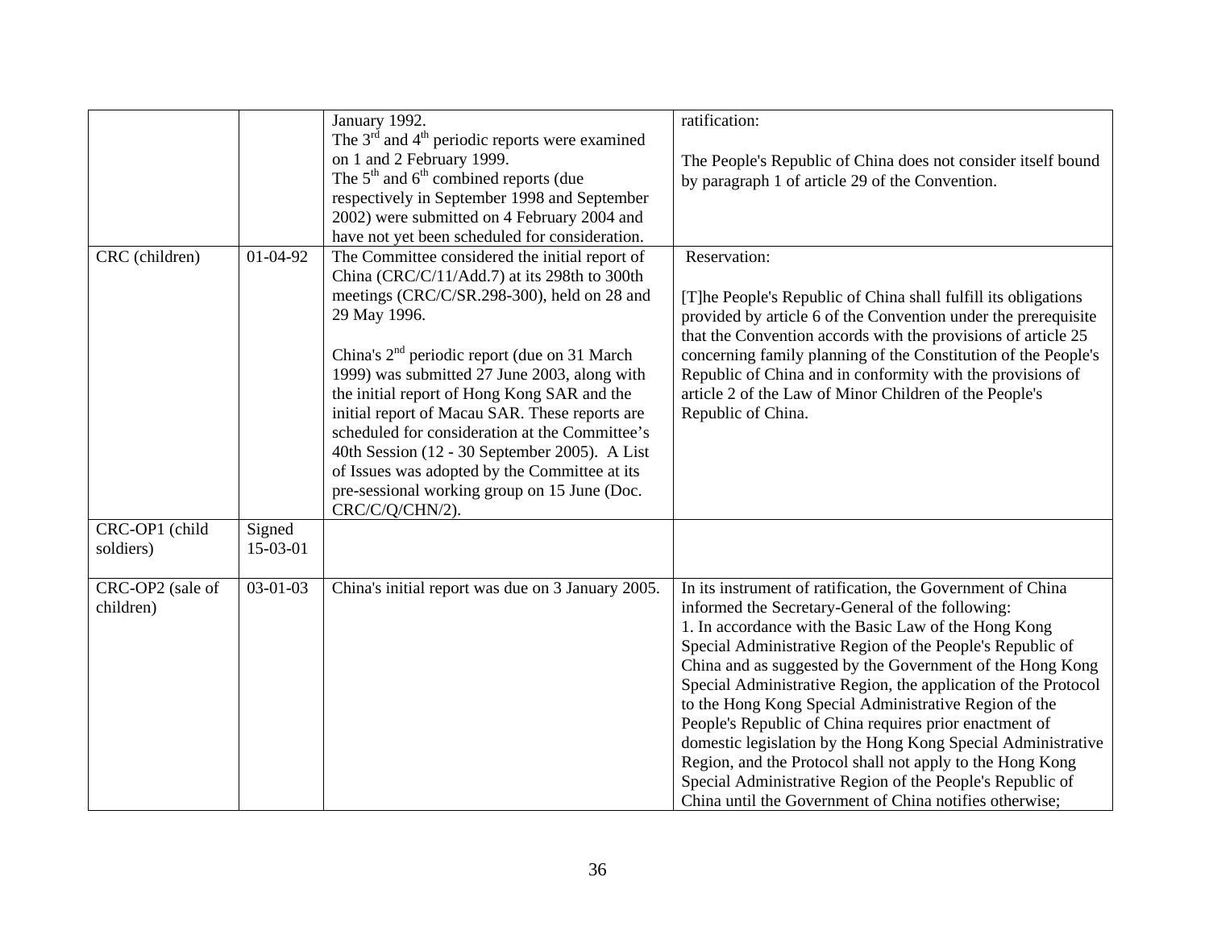| | | | |
|---|---|---|---|
| | | January 1992.<br>The 3rd and 4th periodic reports were examined on 1 and 2 February 1999.<br>The 5th and 6th combined reports (due respectively in September 1998 and September 2002) were submitted on 4 February 2004 and have not yet been scheduled for consideration. | ratification:<br><br>The People's Republic of China does not consider itself bound by paragraph 1 of article 29 of the Convention. |
| CRC (children) | 01-04-92 | The Committee considered the initial report of China (CRC/C/11/Add.7) at its 298th to 300th meetings (CRC/C/SR.298-300), held on 28 and 29 May 1996.<br><br>China's 2nd periodic report (due on 31 March 1999) was submitted 27 June 2003, along with the initial report of Hong Kong SAR and the initial report of Macau SAR. These reports are scheduled for consideration at the Committee's 40th Session (12 - 30 September 2005). A List of Issues was adopted by the Committee at its pre-sessional working group on 15 June (Doc. CRC/C/Q/CHN/2). | Reservation:<br><br>[T]he People's Republic of China shall fulfill its obligations provided by article 6 of the Convention under the prerequisite that the Convention accords with the provisions of article 25 concerning family planning of the Constitution of the People's Republic of China and in conformity with the provisions of article 2 of the Law of Minor Children of the People's Republic of China. |
| CRC-OP1 (child soldiers) | Signed 15-03-01 | | |
| CRC-OP2 (sale of children) | 03-01-03 | China's initial report was due on 3 January 2005. | In its instrument of ratification, the Government of China informed the Secretary-General of the following:<br>1. In accordance with the Basic Law of the Hong Kong Special Administrative Region of the People's Republic of China and as suggested by the Government of the Hong Kong Special Administrative Region, the application of the Protocol to the Hong Kong Special Administrative Region of the People's Republic of China requires prior enactment of domestic legislation by the Hong Kong Special Administrative Region, and the Protocol shall not apply to the Hong Kong Special Administrative Region of the People's Republic of China until the Government of China notifies otherwise; |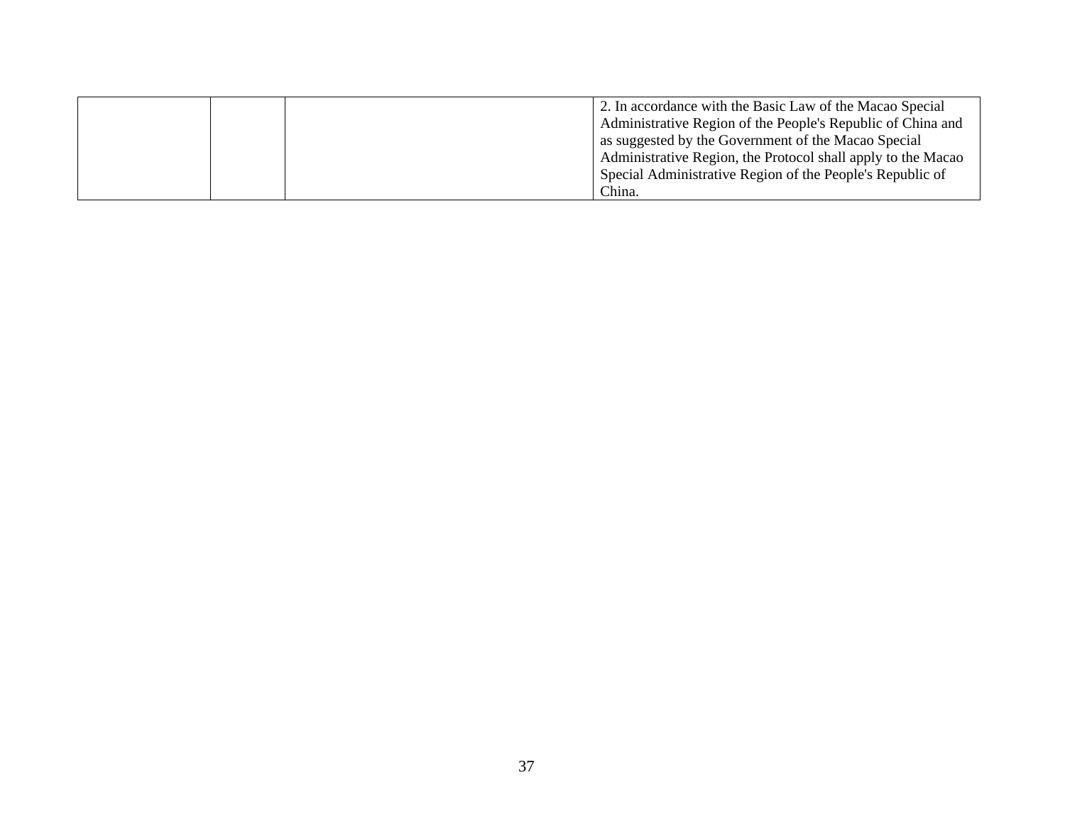| | | | |
|---|---|---|---|
| | | | 2. In accordance with the Basic Law of the Macao Special Administrative Region of the People's Republic of China and as suggested by the Government of the Macao Special Administrative Region, the Protocol shall apply to the Macao Special Administrative Region of the People's Republic of China. |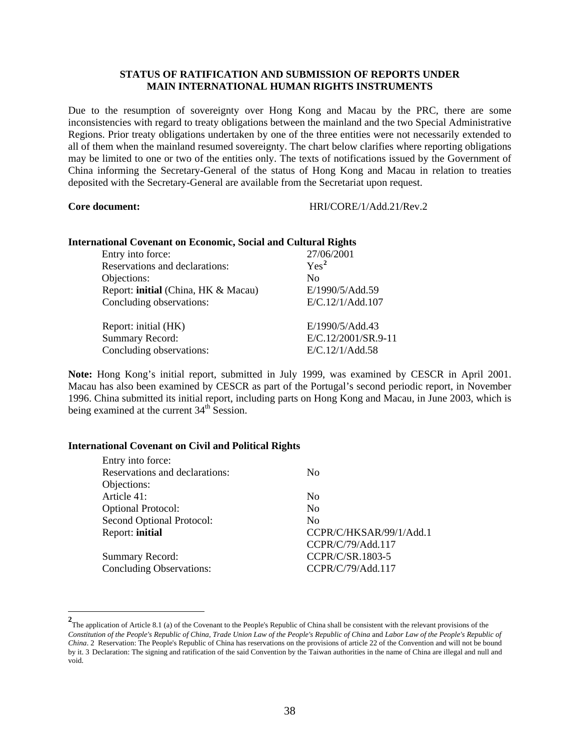**STATUS OF RATIFICATION AND SUBMISSION OF REPORTS UNDER MAIN INTERNATIONAL HUMAN RIGHTS INSTRUMENTS**

Due to the resumption of sovereignty over Hong Kong and Macau by the PRC, there are some inconsistencies with regard to treaty obligations between the mainland and the two Special Administrative Regions. Prior treaty obligations undertaken by one of the three entities were not necessarily extended to all of them when the mainland resumed sovereignty. The chart below clarifies where reporting obligations may be limited to one or two of the entities only. The texts of notifications issued by the Government of China informing the Secretary-General of the status of Hong Kong and Macau in relation to treaties deposited with the Secretary-General are available from the Secretariat upon request.

| **Core document:** | HRI/CORE/1/Add.21/Rev.2 |
|---|---|

**International Covenant on Economic, Social and Cultural Rights**

| | |
|---|---|
| Entry into force: | 27/06/2001 |
| Reservations and declarations: | Yes[2] |
| Objections: | No |
| Report: **initial** (China, HK & Macau) | E/1990/5/Add.59 |
| Concluding observations: | E/C.12/1/Add.107 |
| Report: initial (HK) | E/1990/5/Add.43 |
| Summary Record: | E/C.12/2001/SR.9-11 |
| Concluding observations: | E/C.12/1/Add.58 |

**Note:** Hong Kong's initial report, submitted in July 1999, was examined by CESCR in April 2001. Macau has also been examined by CESCR as part of the Portugal's second periodic report, in November 1996. China submitted its initial report, including parts on Hong Kong and Macau, in June 2003, which is being examined at the current 34th Session.

**International Covenant on Civil and Political Rights**

| | |
|---|---|
| Entry into force: | |
| Reservations and declarations: | No |
| Objections: | |
| Article 41: | No |
| Optional Protocol: | No |
| Second Optional Protocol: | No |
| Report: **initial** | CCPR/C/HKSAR/99/1/Add.1<br>CCPR/C/79/Add.117 |
| Summary Record: | CCPR/C/SR.1803-5 |
| Concluding Observations: | CCPR/C/79/Add.117 |

---

[2] The application of Article 8.1 (a) of the Covenant to the People's Republic of China shall be consistent with the relevant provisions of the *Constitution of the People's Republic of China*, *Trade Union Law of the People's Republic of China* and *Labor Law of the People's Republic of China*. 2 Reservation: The People's Republic of China has reservations on the provisions of article 22 of the Convention and will not be bound by it. 3 Declaration: The signing and ratification of the said Convention by the Taiwan authorities in the name of China are illegal and null and void.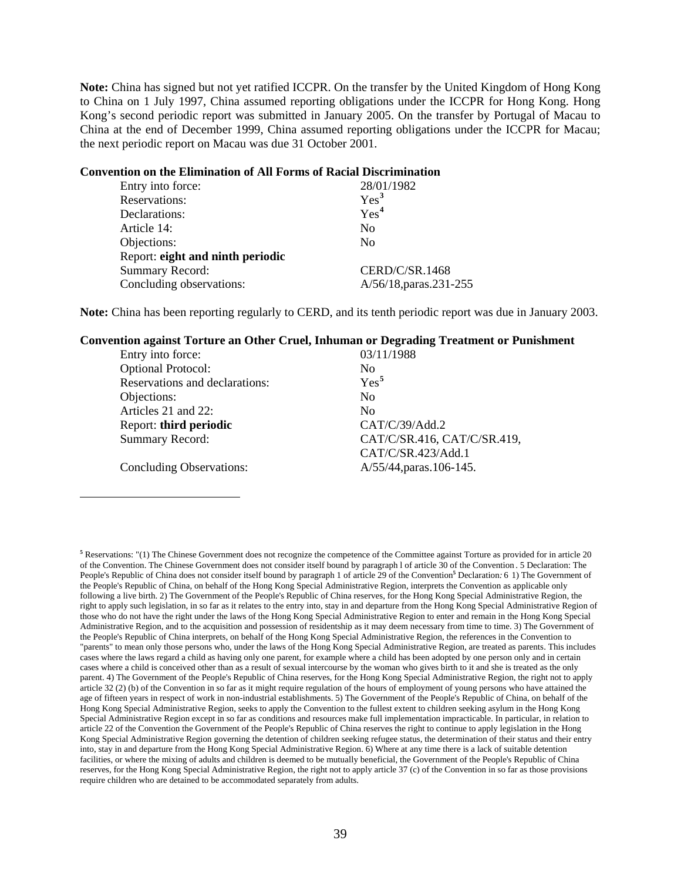**Note:** China has signed but not yet ratified ICCPR. On the transfer by the United Kingdom of Hong Kong to China on 1 July 1997, China assumed reporting obligations under the ICCPR for Hong Kong. Hong Kong's second periodic report was submitted in January 2005. On the transfer by Portugal of Macau to China at the end of December 1999, China assumed reporting obligations under the ICCPR for Macau; the next periodic report on Macau was due 31 October 2001.

**Convention on the Elimination of All Forms of Racial Discrimination**

| | |
|---|---|
| Entry into force: | 28/01/1982 |
| Reservations: | Yes[3] |
| Declarations: | Yes[4] |
| Article 14: | No |
| Objections: | No |
| Report: **eight and ninth periodic** | |
| Summary Record: | CERD/C/SR.1468 |
| Concluding observations: | A/56/18,paras.231-255 |

**Note:** China has been reporting regularly to CERD, and its tenth periodic report was due in January 2003.

**Convention against Torture an Other Cruel, Inhuman or Degrading Treatment or Punishment**

| | |
|---|---|
| Entry into force: | 03/11/1988 |
| Optional Protocol: | No |
| Reservations and declarations: | Yes[5] |
| Objections: | No |
| Articles 21 and 22: | No |
| Report: **third periodic** | CAT/C/39/Add.2 |
| Summary Record: | CAT/C/SR.416, CAT/C/SR.419, CAT/C/SR.423/Add.1 |
| Concluding Observations: | A/55/44,paras.106-145. |

[5] Reservations: "(1) The Chinese Government does not recognize the competence of the Committee against Torture as provided for in article 20 of the Convention. The Chinese Government does not consider itself bound by paragraph l of article 30 of the Convention . 5 Declaration: The People's Republic of China does not consider itself bound by paragraph 1 of article 29 of the Convention[5] Declaration: 6 1) The Government of the People's Republic of China, on behalf of the Hong Kong Special Administrative Region, interprets the Convention as applicable only following a live birth. 2) The Government of the People's Republic of China reserves, for the Hong Kong Special Administrative Region, the right to apply such legislation, in so far as it relates to the entry into, stay in and departure from the Hong Kong Special Administrative Region of those who do not have the right under the laws of the Hong Kong Special Administrative Region to enter and remain in the Hong Kong Special Administrative Region, and to the acquisition and possession of residentship as it may deem necessary from time to time. 3) The Government of the People's Republic of China interprets, on behalf of the Hong Kong Special Administrative Region, the references in the Convention to "parents" to mean only those persons who, under the laws of the Hong Kong Special Administrative Region, are treated as parents. This includes cases where the laws regard a child as having only one parent, for example where a child has been adopted by one person only and in certain cases where a child is conceived other than as a result of sexual intercourse by the woman who gives birth to it and she is treated as the only parent. 4) The Government of the People's Republic of China reserves, for the Hong Kong Special Administrative Region, the right not to apply article 32 (2) (b) of the Convention in so far as it might require regulation of the hours of employment of young persons who have attained the age of fifteen years in respect of work in non-industrial establishments. 5) The Government of the People's Republic of China, on behalf of the Hong Kong Special Administrative Region, seeks to apply the Convention to the fullest extent to children seeking asylum in the Hong Kong Special Administrative Region except in so far as conditions and resources make full implementation impracticable. In particular, in relation to article 22 of the Convention the Government of the People's Republic of China reserves the right to continue to apply legislation in the Hong Kong Special Administrative Region governing the detention of children seeking refugee status, the determination of their status and their entry into, stay in and departure from the Hong Kong Special Administrative Region. 6) Where at any time there is a lack of suitable detention facilities, or where the mixing of adults and children is deemed to be mutually beneficial, the Government of the People's Republic of China reserves, for the Hong Kong Special Administrative Region, the right not to apply article 37 (c) of the Convention in so far as those provisions require children who are detained to be accommodated separately from adults.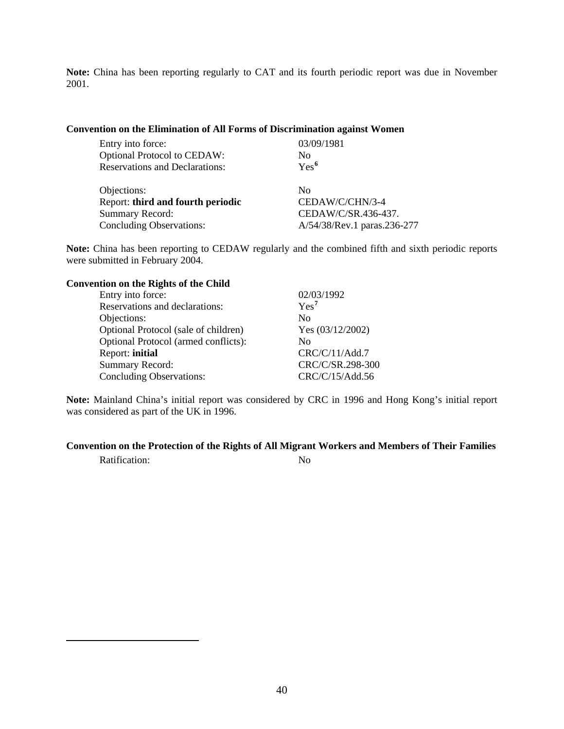**Note:** China has been reporting regularly to CAT and its fourth periodic report was due in November 2001.

**Convention on the Elimination of All Forms of Discrimination against Women**

| | |
|---|---|
| Entry into force: | 03/09/1981 |
| Optional Protocol to CEDAW: | No |
| Reservations and Declarations: | Yes[6] |
| Objections: | No |
| Report: **third and fourth periodic** | CEDAW/C/CHN/3-4 |
| Summary Record: | CEDAW/C/SR.436-437. |
| Concluding Observations: | A/54/38/Rev.1 paras.236-277 |

**Note:** China has been reporting to CEDAW regularly and the combined fifth and sixth periodic reports were submitted in February 2004.

**Convention on the Rights of the Child**

| | |
|---|---|
| Entry into force: | 02/03/1992 |
| Reservations and declarations: | Yes[7] |
| Objections: | No |
| Optional Protocol (sale of children) | Yes (03/12/2002) |
| Optional Protocol (armed conflicts): | No |
| Report: **initial** | CRC/C/11/Add.7 |
| Summary Record: | CRC/C/SR.298-300 |
| Concluding Observations: | CRC/C/15/Add.56 |

**Note:** Mainland China's initial report was considered by CRC in 1996 and Hong Kong's initial report was considered as part of the UK in 1996.

**Convention on the Protection of the Rights of All Migrant Workers and Members of Their Families**

| | |
|---|---|
| Ratification: | No |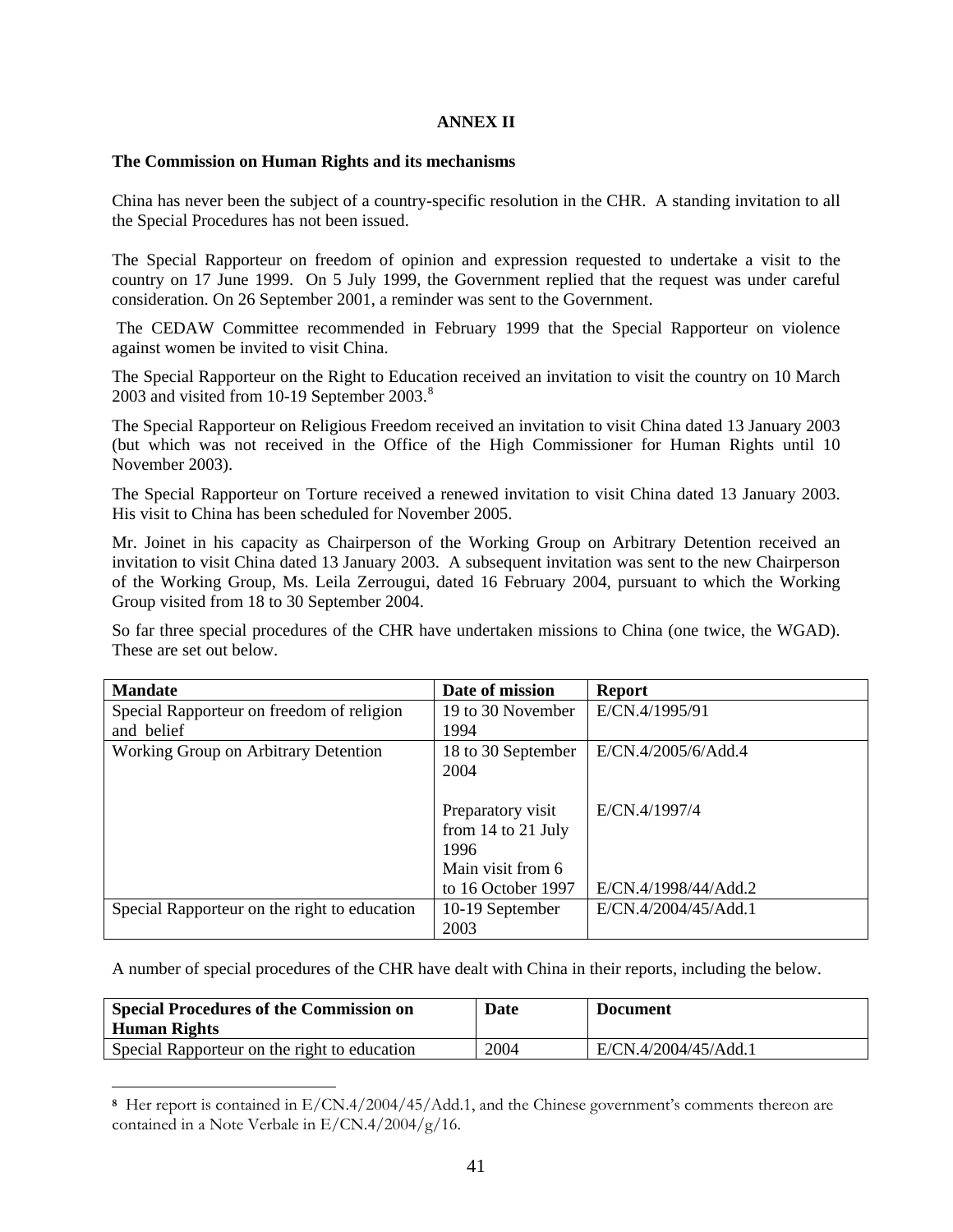## ANNEX II

**The Commission on Human Rights and its mechanisms**

China has never been the subject of a country-specific resolution in the CHR. A standing invitation to all the Special Procedures has not been issued.

The Special Rapporteur on freedom of opinion and expression requested to undertake a visit to the country on 17 June 1999. On 5 July 1999, the Government replied that the request was under careful consideration. On 26 September 2001, a reminder was sent to the Government.

The CEDAW Committee recommended in February 1999 that the Special Rapporteur on violence against women be invited to visit China.

The Special Rapporteur on the Right to Education received an invitation to visit the country on 10 March 2003 and visited from 10-19 September 2003.[8]

The Special Rapporteur on Religious Freedom received an invitation to visit China dated 13 January 2003 (but which was not received in the Office of the High Commissioner for Human Rights until 10 November 2003).

The Special Rapporteur on Torture received a renewed invitation to visit China dated 13 January 2003. His visit to China has been scheduled for November 2005.

Mr. Joinet in his capacity as Chairperson of the Working Group on Arbitrary Detention received an invitation to visit China dated 13 January 2003. A subsequent invitation was sent to the new Chairperson of the Working Group, Ms. Leila Zerrougui, dated 16 February 2004, pursuant to which the Working Group visited from 18 to 30 September 2004.

So far three special procedures of the CHR have undertaken missions to China (one twice, the WGAD). These are set out below.

| Mandate | Date of mission | Report |
|---|---|---|
| Special Rapporteur on freedom of religion and belief | 19 to 30 November 1994 | E/CN.4/1995/91 |
| Working Group on Arbitrary Detention | 18 to 30 September 2004 | E/CN.4/2005/6/Add.4 |
| | Preparatory visit from 14 to 21 July 1996 | E/CN.4/1997/4 |
| | Main visit from 6 to 16 October 1997 | E/CN.4/1998/44/Add.2 |
| Special Rapporteur on the right to education | 10-19 September 2003 | E/CN.4/2004/45/Add.1 |

A number of special procedures of the CHR have dealt with China in their reports, including the below.

| Special Procedures of the Commission on Human Rights | Date | Document |
|---|---|---|
| Special Rapporteur on the right to education | 2004 | E/CN.4/2004/45/Add.1 |

[8] Her report is contained in E/CN.4/2004/45/Add.1, and the Chinese government's comments thereon are contained in a Note Verbale in E/CN.4/2004/g/16.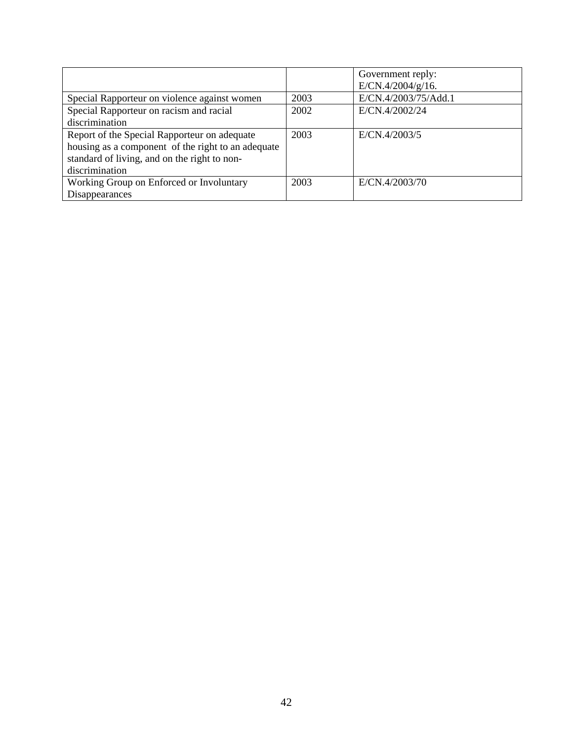| | | |
|---|---|---|
| | | Government reply: E/CN.4/2004/g/16. |
| Special Rapporteur on violence against women | 2003 | E/CN.4/2003/75/Add.1 |
| Special Rapporteur on racism and racial discrimination | 2002 | E/CN.4/2002/24 |
| Report of the Special Rapporteur on adequate housing as a component of the right to an adequate standard of living, and on the right to non-discrimination | 2003 | E/CN.4/2003/5 |
| Working Group on Enforced or Involuntary Disappearances | 2003 | E/CN.4/2003/70 |